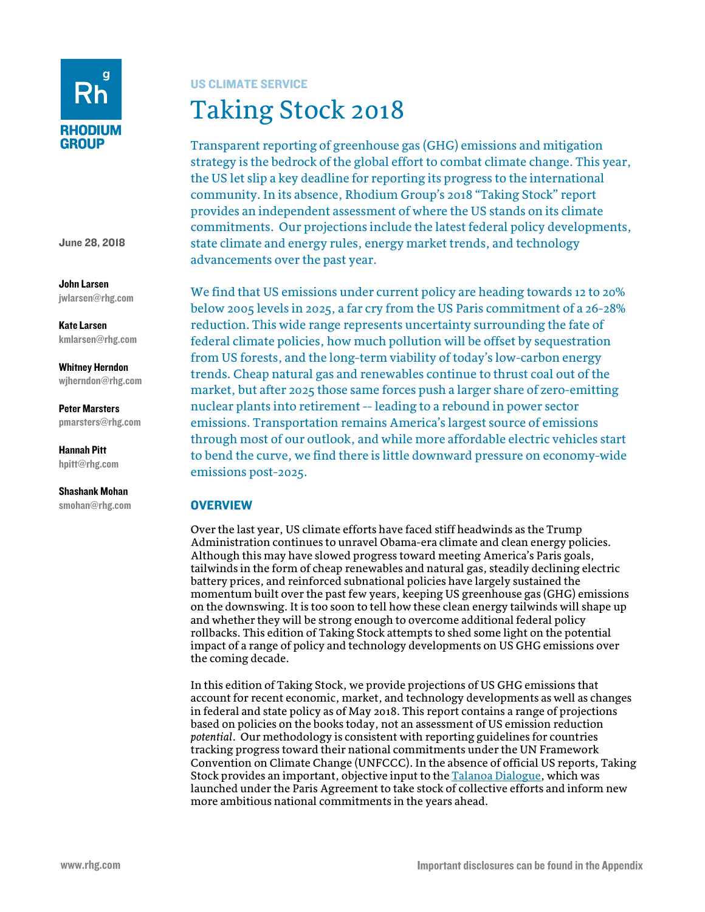RHODIUM GROUP

US CLIMATE SERVICE

# Taking Stock 2018

Transparent reporting of greenhouse gas (GHG) emissions and mitigation strategy is the bedrock of the global effort to combat climate change. This year, the US let slip a key deadline for reporting its progress to the international community. In its absence, Rhodium Group's 2018 "Taking Stock" report provides an independent assessment of where the US stands on its climate commitments. Our projections include the latest federal policy developments, state climate and energy rules, energy market trends, and technology advancements over the past year.

We find that US emissions under current policy are heading towards 12 to 20% below 2005 levels in 2025, a far cry from the US Paris commitment of a 26-28% reduction. This wide range represents uncertainty surrounding the fate of federal climate policies, how much pollution will be offset by sequestration from US forests, and the long-term viability of today's low-carbon energy trends. Cheap natural gas and renewables continue to thrust coal out of the market, but after 2025 those same forces push a larger share of zero-emitting nuclear plants into retirement -- leading to a rebound in power sector emissions. Transportation remains America's largest source of emissions through most of our outlook, and while more affordable electric vehicles start to bend the curve, we find there is little downward pressure on economy-wide emissions post-2025.

June 28, 2018

**John Larsen**
jwlarsen@rhg.com

**Kate Larsen**
kmlarsen@rhg.com

**Whitney Herndon**
wjherndon@rhg.com

**Peter Marsters**
pmarsters@rhg.com

**Hannah Pitt**
hpitt@rhg.com

**Shashank Mohan**
smohan@rhg.com

## OVERVIEW

Over the last year, US climate efforts have faced stiff headwinds as the Trump Administration continues to unravel Obama-era climate and clean energy policies. Although this may have slowed progress toward meeting America's Paris goals, tailwinds in the form of cheap renewables and natural gas, steadily declining electric battery prices, and reinforced subnational policies have largely sustained the momentum built over the past few years, keeping US greenhouse gas (GHG) emissions on the downswing. It is too soon to tell how these clean energy tailwinds will shape up and whether they will be strong enough to overcome additional federal policy rollbacks. This edition of Taking Stock attempts to shed some light on the potential impact of a range of policy and technology developments on US GHG emissions over the coming decade.

In this edition of Taking Stock, we provide projections of US GHG emissions that account for recent economic, market, and technology developments as well as changes in federal and state policy as of May 2018. This report contains a range of projections based on policies on the books today, not an assessment of US emission reduction *potential*. Our methodology is consistent with reporting guidelines for countries tracking progress toward their national commitments under the UN Framework Convention on Climate Change (UNFCCC). In the absence of official US reports, Taking Stock provides an important, objective input to the Talanoa Dialogue, which was launched under the Paris Agreement to take stock of collective efforts and inform new more ambitious national commitments in the years ahead.

Important disclosures can be found in the Appendix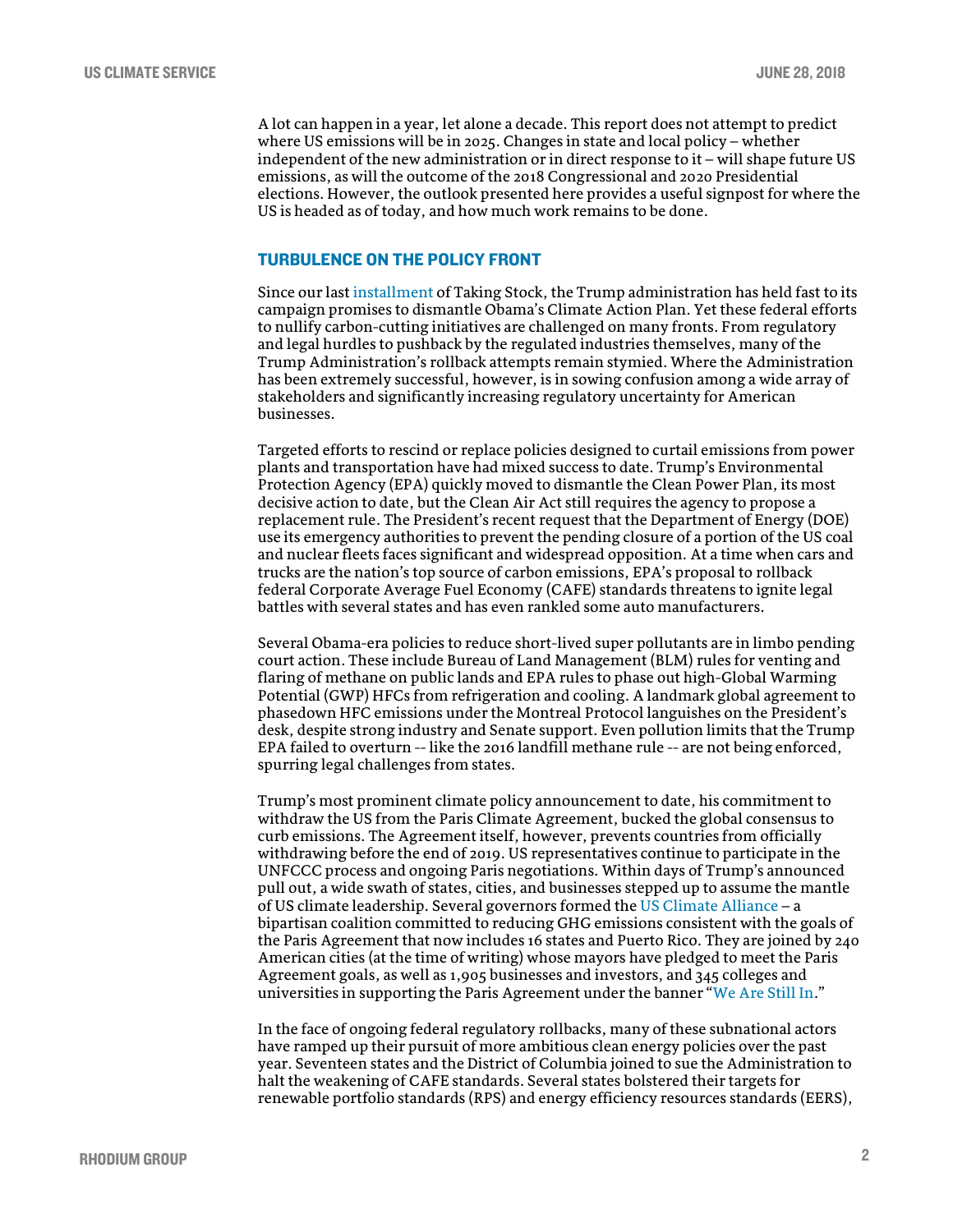A lot can happen in a year, let alone a decade. This report does not attempt to predict where US emissions will be in 2025. Changes in state and local policy – whether independent of the new administration or in direct response to it – will shape future US emissions, as will the outcome of the 2018 Congressional and 2020 Presidential elections. However, the outlook presented here provides a useful signpost for where the US is headed as of today, and how much work remains to be done.

## TURBULENCE ON THE POLICY FRONT

Since our last installment of Taking Stock, the Trump administration has held fast to its campaign promises to dismantle Obama's Climate Action Plan. Yet these federal efforts to nullify carbon-cutting initiatives are challenged on many fronts. From regulatory and legal hurdles to pushback by the regulated industries themselves, many of the Trump Administration's rollback attempts remain stymied. Where the Administration has been extremely successful, however, is in sowing confusion among a wide array of stakeholders and significantly increasing regulatory uncertainty for American businesses.

Targeted efforts to rescind or replace policies designed to curtail emissions from power plants and transportation have had mixed success to date. Trump's Environmental Protection Agency (EPA) quickly moved to dismantle the Clean Power Plan, its most decisive action to date, but the Clean Air Act still requires the agency to propose a replacement rule. The President's recent request that the Department of Energy (DOE) use its emergency authorities to prevent the pending closure of a portion of the US coal and nuclear fleets faces significant and widespread opposition. At a time when cars and trucks are the nation's top source of carbon emissions, EPA's proposal to rollback federal Corporate Average Fuel Economy (CAFE) standards threatens to ignite legal battles with several states and has even rankled some auto manufacturers.

Several Obama-era policies to reduce short-lived super pollutants are in limbo pending court action. These include Bureau of Land Management (BLM) rules for venting and flaring of methane on public lands and EPA rules to phase out high-Global Warming Potential (GWP) HFCs from refrigeration and cooling. A landmark global agreement to phasedown HFC emissions under the Montreal Protocol languishes on the President's desk, despite strong industry and Senate support. Even pollution limits that the Trump EPA failed to overturn -- like the 2016 landfill methane rule -- are not being enforced, spurring legal challenges from states.

Trump's most prominent climate policy announcement to date, his commitment to withdraw the US from the Paris Climate Agreement, bucked the global consensus to curb emissions. The Agreement itself, however, prevents countries from officially withdrawing before the end of 2019. US representatives continue to participate in the UNFCCC process and ongoing Paris negotiations. Within days of Trump's announced pull out, a wide swath of states, cities, and businesses stepped up to assume the mantle of US climate leadership. Several governors formed the US Climate Alliance – a bipartisan coalition committed to reducing GHG emissions consistent with the goals of the Paris Agreement that now includes 16 states and Puerto Rico. They are joined by 240 American cities (at the time of writing) whose mayors have pledged to meet the Paris Agreement goals, as well as 1,905 businesses and investors, and 345 colleges and universities in supporting the Paris Agreement under the banner "We Are Still In."

In the face of ongoing federal regulatory rollbacks, many of these subnational actors have ramped up their pursuit of more ambitious clean energy policies over the past year. Seventeen states and the District of Columbia joined to sue the Administration to halt the weakening of CAFE standards. Several states bolstered their targets for renewable portfolio standards (RPS) and energy efficiency resources standards (EERS),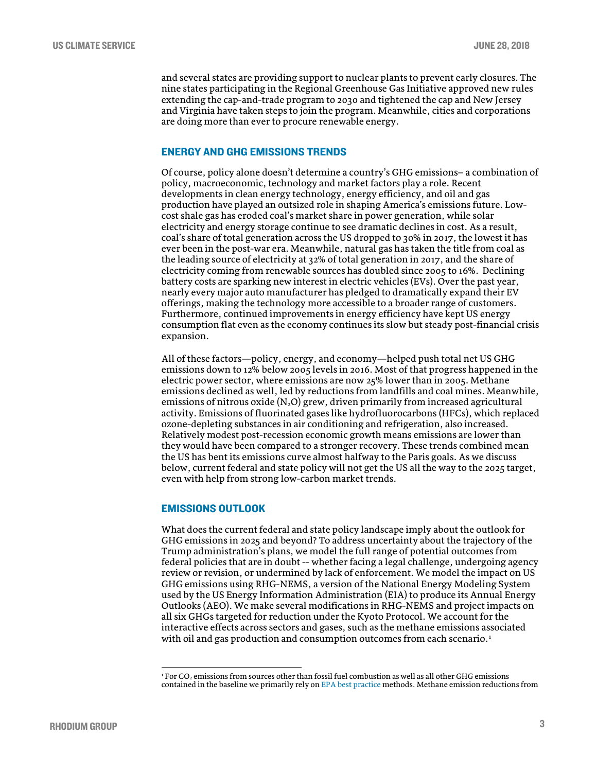and several states are providing support to nuclear plants to prevent early closures. The nine states participating in the Regional Greenhouse Gas Initiative approved new rules extending the cap-and-trade program to 2030 and tightened the cap and New Jersey and Virginia have taken steps to join the program. Meanwhile, cities and corporations are doing more than ever to procure renewable energy.

## ENERGY AND GHG EMISSIONS TRENDS

Of course, policy alone doesn't determine a country's GHG emissions– a combination of policy, macroeconomic, technology and market factors play a role. Recent developments in clean energy technology, energy efficiency, and oil and gas production have played an outsized role in shaping America's emissions future. Low-cost shale gas has eroded coal's market share in power generation, while solar electricity and energy storage continue to see dramatic declines in cost. As a result, coal's share of total generation across the US dropped to 30% in 2017, the lowest it has ever been in the post-war era. Meanwhile, natural gas has taken the title from coal as the leading source of electricity at 32% of total generation in 2017, and the share of electricity coming from renewable sources has doubled since 2005 to 16%. Declining battery costs are sparking new interest in electric vehicles (EVs). Over the past year, nearly every major auto manufacturer has pledged to dramatically expand their EV offerings, making the technology more accessible to a broader range of customers. Furthermore, continued improvements in energy efficiency have kept US energy consumption flat even as the economy continues its slow but steady post-financial crisis expansion.

All of these factors—policy, energy, and economy—helped push total net US GHG emissions down to 12% below 2005 levels in 2016. Most of that progress happened in the electric power sector, where emissions are now 25% lower than in 2005. Methane emissions declined as well, led by reductions from landfills and coal mines. Meanwhile, emissions of nitrous oxide ($N_2O$) grew, driven primarily from increased agricultural activity. Emissions of fluorinated gases like hydrofluorocarbons (HFCs), which replaced ozone-depleting substances in air conditioning and refrigeration, also increased. Relatively modest post-recession economic growth means emissions are lower than they would have been compared to a stronger recovery. These trends combined mean the US has bent its emissions curve almost halfway to the Paris goals. As we discuss below, current federal and state policy will not get the US all the way to the 2025 target, even with help from strong low-carbon market trends.

## EMISSIONS OUTLOOK

What does the current federal and state policy landscape imply about the outlook for GHG emissions in 2025 and beyond? To address uncertainty about the trajectory of the Trump administration's plans, we model the full range of potential outcomes from federal policies that are in doubt -- whether facing a legal challenge, undergoing agency review or revision, or undermined by lack of enforcement. We model the impact on US GHG emissions using RHG-NEMS, a version of the National Energy Modeling System used by the US Energy Information Administration (EIA) to produce its Annual Energy Outlooks (AEO). We make several modifications in RHG-NEMS and project impacts on all six GHGs targeted for reduction under the Kyoto Protocol. We account for the interactive effects across sectors and gases, such as the methane emissions associated with oil and gas production and consumption outcomes from each scenario.[1]

[1] For $CO_2$ emissions from sources other than fossil fuel combustion as well as all other GHG emissions contained in the baseline we primarily rely on EPA best practice methods. Methane emission reductions from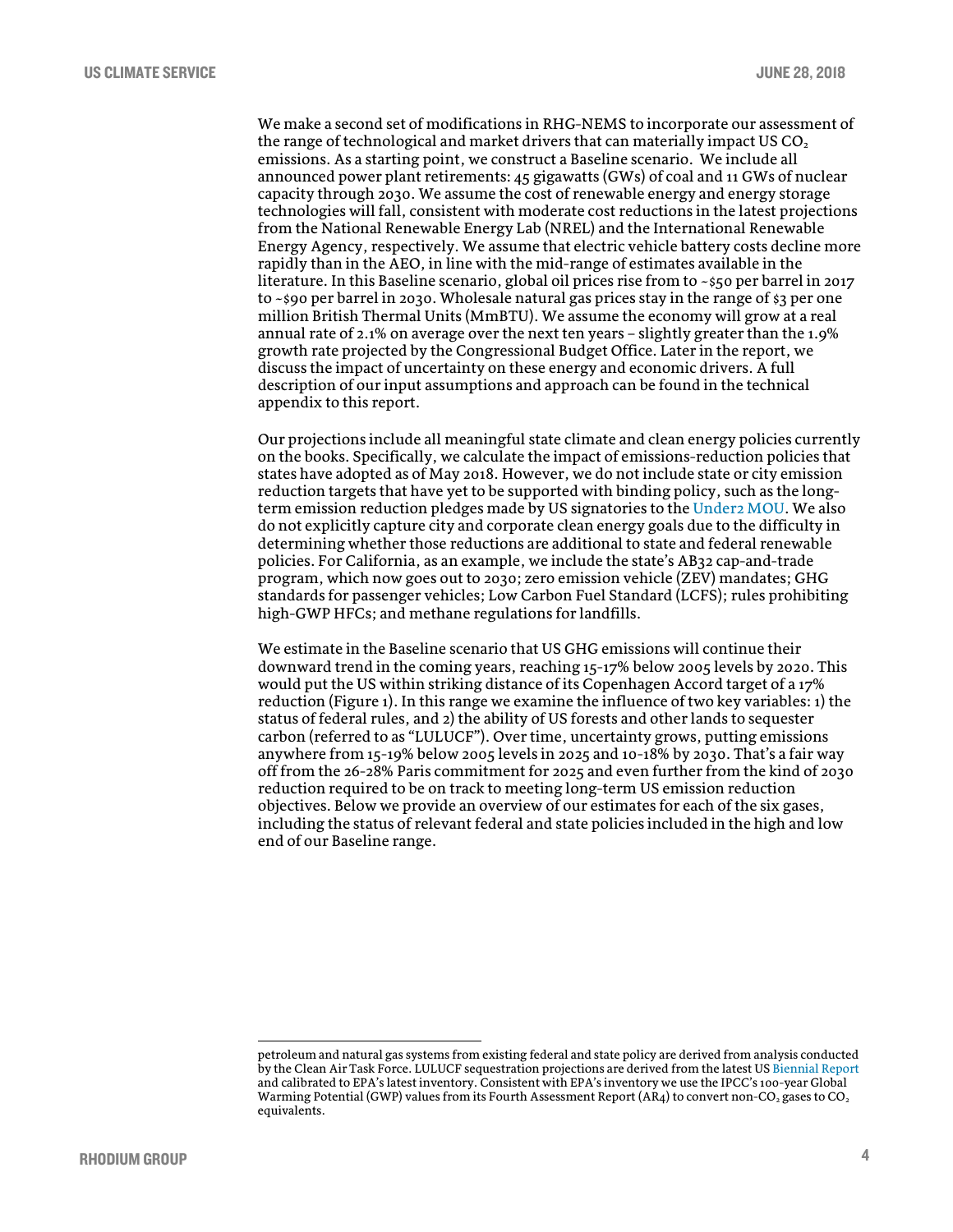We make a second set of modifications in RHG-NEMS to incorporate our assessment of the range of technological and market drivers that can materially impact US $CO_2$ emissions. As a starting point, we construct a Baseline scenario. We include all announced power plant retirements: 45 gigawatts (GWs) of coal and 11 GWs of nuclear capacity through 2030. We assume the cost of renewable energy and energy storage technologies will fall, consistent with moderate cost reductions in the latest projections from the National Renewable Energy Lab (NREL) and the International Renewable Energy Agency, respectively. We assume that electric vehicle battery costs decline more rapidly than in the AEO, in line with the mid-range of estimates available in the literature. In this Baseline scenario, global oil prices rise from to ~$50 per barrel in 2017 to ~$90 per barrel in 2030. Wholesale natural gas prices stay in the range of $3 per one million British Thermal Units (MmBTU). We assume the economy will grow at a real annual rate of 2.1% on average over the next ten years – slightly greater than the 1.9% growth rate projected by the Congressional Budget Office. Later in the report, we discuss the impact of uncertainty on these energy and economic drivers. A full description of our input assumptions and approach can be found in the technical appendix to this report.

Our projections include all meaningful state climate and clean energy policies currently on the books. Specifically, we calculate the impact of emissions-reduction policies that states have adopted as of May 2018. However, we do not include state or city emission reduction targets that have yet to be supported with binding policy, such as the long-term emission reduction pledges made by US signatories to the Under2 MOU. We also do not explicitly capture city and corporate clean energy goals due to the difficulty in determining whether those reductions are additional to state and federal renewable policies. For California, as an example, we include the state's AB32 cap-and-trade program, which now goes out to 2030; zero emission vehicle (ZEV) mandates; GHG standards for passenger vehicles; Low Carbon Fuel Standard (LCFS); rules prohibiting high-GWP HFCs; and methane regulations for landfills.

We estimate in the Baseline scenario that US GHG emissions will continue their downward trend in the coming years, reaching 15-17% below 2005 levels by 2020. This would put the US within striking distance of its Copenhagen Accord target of a 17% reduction (Figure 1). In this range we examine the influence of two key variables: 1) the status of federal rules, and 2) the ability of US forests and other lands to sequester carbon (referred to as "LULUCF"). Over time, uncertainty grows, putting emissions anywhere from 15-19% below 2005 levels in 2025 and 10-18% by 2030. That's a fair way off from the 26-28% Paris commitment for 2025 and even further from the kind of 2030 reduction required to be on track to meeting long-term US emission reduction objectives. Below we provide an overview of our estimates for each of the six gases, including the status of relevant federal and state policies included in the high and low end of our Baseline range.

---

petroleum and natural gas systems from existing federal and state policy are derived from analysis conducted by the Clean Air Task Force. LULUCF sequestration projections are derived from the latest US Biennial Report and calibrated to EPA's latest inventory. Consistent with EPA's inventory we use the IPCC's 100-year Global Warming Potential (GWP) values from its Fourth Assessment Report (AR4) to convert non-$CO_2$ gases to $CO_2$ equivalents.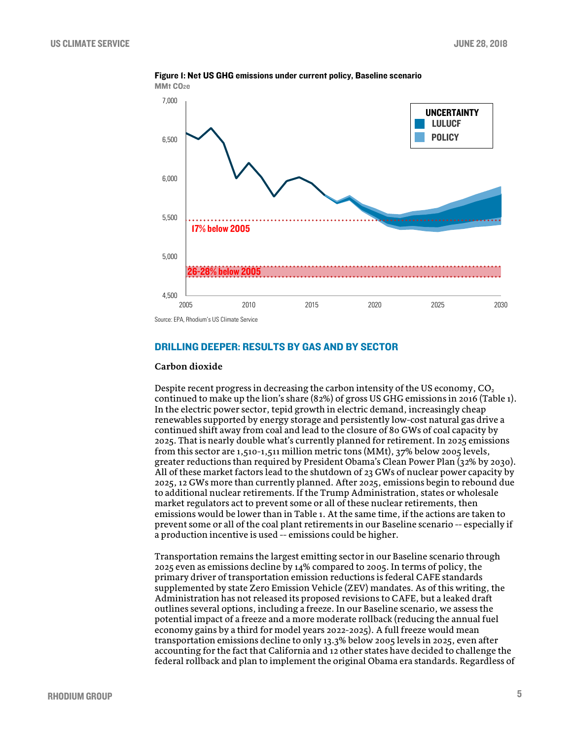**Figure 1: Net US GHG emissions under current policy, Baseline scenario**

MMt $CO_2e$

Source: EPA, Rhodium's US Climate Service

## DRILLING DEEPER: RESULTS BY GAS AND BY SECTOR

### Carbon dioxide

Despite recent progress in decreasing the carbon intensity of the US economy, $CO_2$ continued to make up the lion's share (82%) of gross US GHG emissions in 2016 (Table 1). In the electric power sector, tepid growth in electric demand, increasingly cheap renewables supported by energy storage and persistently low-cost natural gas drive a continued shift away from coal and lead to the closure of 80 GWs of coal capacity by 2025. That is nearly double what's currently planned for retirement. In 2025 emissions from this sector are 1,510-1,511 million metric tons (MMt), 37% below 2005 levels, greater reductions than required by President Obama's Clean Power Plan (32% by 2030). All of these market factors lead to the shutdown of 23 GWs of nuclear power capacity by 2025, 12 GWs more than currently planned. After 2025, emissions begin to rebound due to additional nuclear retirements. If the Trump Administration, states or wholesale market regulators act to prevent some or all of these nuclear retirements, then emissions would be lower than in Table 1. At the same time, if the actions are taken to prevent some or all of the coal plant retirements in our Baseline scenario -- especially if a production incentive is used -- emissions could be higher.

Transportation remains the largest emitting sector in our Baseline scenario through 2025 even as emissions decline by 14% compared to 2005. In terms of policy, the primary driver of transportation emission reductions is federal CAFE standards supplemented by state Zero Emission Vehicle (ZEV) mandates. As of this writing, the Administration has not released its proposed revisions to CAFE, but a leaked draft outlines several options, including a freeze. In our Baseline scenario, we assess the potential impact of a freeze and a more moderate rollback (reducing the annual fuel economy gains by a third for model years 2022-2025). A full freeze would mean transportation emissions decline to only 13.3% below 2005 levels in 2025, even after accounting for the fact that California and 12 other states have decided to challenge the federal rollback and plan to implement the original Obama era standards. Regardless of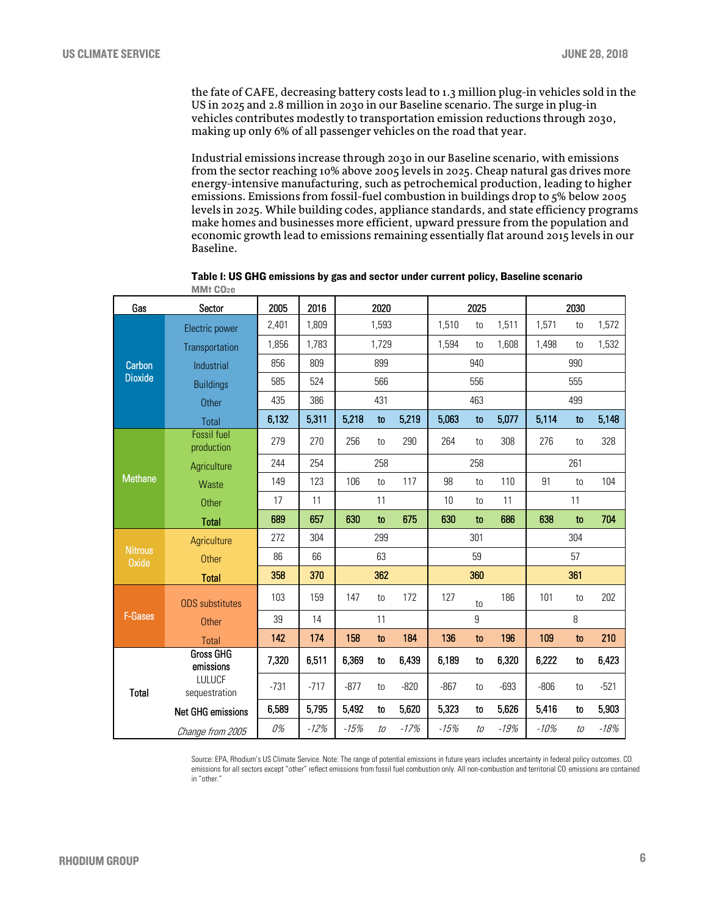the fate of CAFE, decreasing battery costs lead to 1.3 million plug-in vehicles sold in the US in 2025 and 2.8 million in 2030 in our Baseline scenario. The surge in plug-in vehicles contributes modestly to transportation emission reductions through 2030, making up only 6% of all passenger vehicles on the road that year.

Industrial emissions increase through 2030 in our Baseline scenario, with emissions from the sector reaching 10% above 2005 levels in 2025. Cheap natural gas drives more energy-intensive manufacturing, such as petrochemical production, leading to higher emissions. Emissions from fossil-fuel combustion in buildings drop to 5% below 2005 levels in 2025. While building codes, appliance standards, and state efficiency programs make homes and businesses more efficient, upward pressure from the population and economic growth lead to emissions remaining essentially flat around 2015 levels in our Baseline.

**Table I: US GHG emissions by gas and sector under current policy, Baseline scenario**

MMt $CO_2e$

| Gas | Sector | 2005 | 2016 | 2020 | | | 2025 | | | 2030 | | |
|---|---|---|---|---|---|---|---|---|---|---|---|---|
| Carbon Dioxide | Electric power | 2,401 | 1,809 | 1,593 | | | 1,510 | to | 1,511 | 1,571 | to | 1,572 |
| | Transportation | 1,856 | 1,783 | 1,729 | | | 1,594 | to | 1,608 | 1,498 | to | 1,532 |
| | Industrial | 856 | 809 | 899 | | | 940 | | | 990 | | |
| | Buildings | 585 | 524 | 566 | | | 556 | | | 555 | | |
| | Other | 435 | 386 | 431 | | | 463 | | | 499 | | |
| | Total | **6,132** | **5,311** | **5,218** | **to** | **5,219** | **5,063** | **to** | **5,077** | **5,114** | **to** | **5,148** |
| Methane | Fossil fuel production | 279 | 270 | 256 | to | 290 | 264 | to | 308 | 276 | to | 328 |
| | Agriculture | 244 | 254 | 258 | | | 258 | | | 261 | | |
| | Waste | 149 | 123 | 106 | to | 117 | 98 | to | 110 | 91 | to | 104 |
| | Other | 17 | 11 | 11 | | | 10 | to | 11 | 11 | | |
| | **Total** | **689** | **657** | **630** | **to** | **675** | **630** | **to** | **686** | **638** | **to** | **704** |
| Nitrous Oxide | Agriculture | 272 | 304 | 299 | | | 301 | | | 304 | | |
| | Other | 86 | 66 | 63 | | | 59 | | | 57 | | |
| | **Total** | **358** | **370** | **362** | | | **360** | | | **361** | | |
| F-Gases | ODS substitutes | 103 | 159 | 147 | to | 172 | 127 | to | 186 | 101 | to | 202 |
| | Other | 39 | 14 | 11 | | | 9 | | | 8 | | |
| | Total | **142** | **174** | **158** | **to** | **184** | **136** | **to** | **196** | **109** | **to** | **210** |
| Total | Gross GHG emissions | 7,320 | 6,511 | 6,369 | to | 6,439 | 6,189 | to | 6,320 | 6,222 | to | 6,423 |
| | LULUCF sequestration | -731 | -717 | -877 | to | -820 | -867 | to | -693 | -806 | to | -521 |
| | Net GHG emissions | 6,589 | 5,795 | 5,492 | to | 5,620 | 5,323 | to | 5,626 | 5,416 | to | 5,903 |
| | *Change from 2005* | *0%* | *-12%* | *-15%* | *to* | *-17%* | *-15%* | *to* | *-19%* | *-10%* | *to* | *-18%* |

Source: EPA, Rhodium's US Climate Service. Note: The range of potential emissions in future years includes uncertainty in federal policy outcomes. $CO_2$ emissions for all sectors except "other" reflect emissions from fossil fuel combustion only. All non-combustion and territorial $CO_2$ emissions are contained in "other."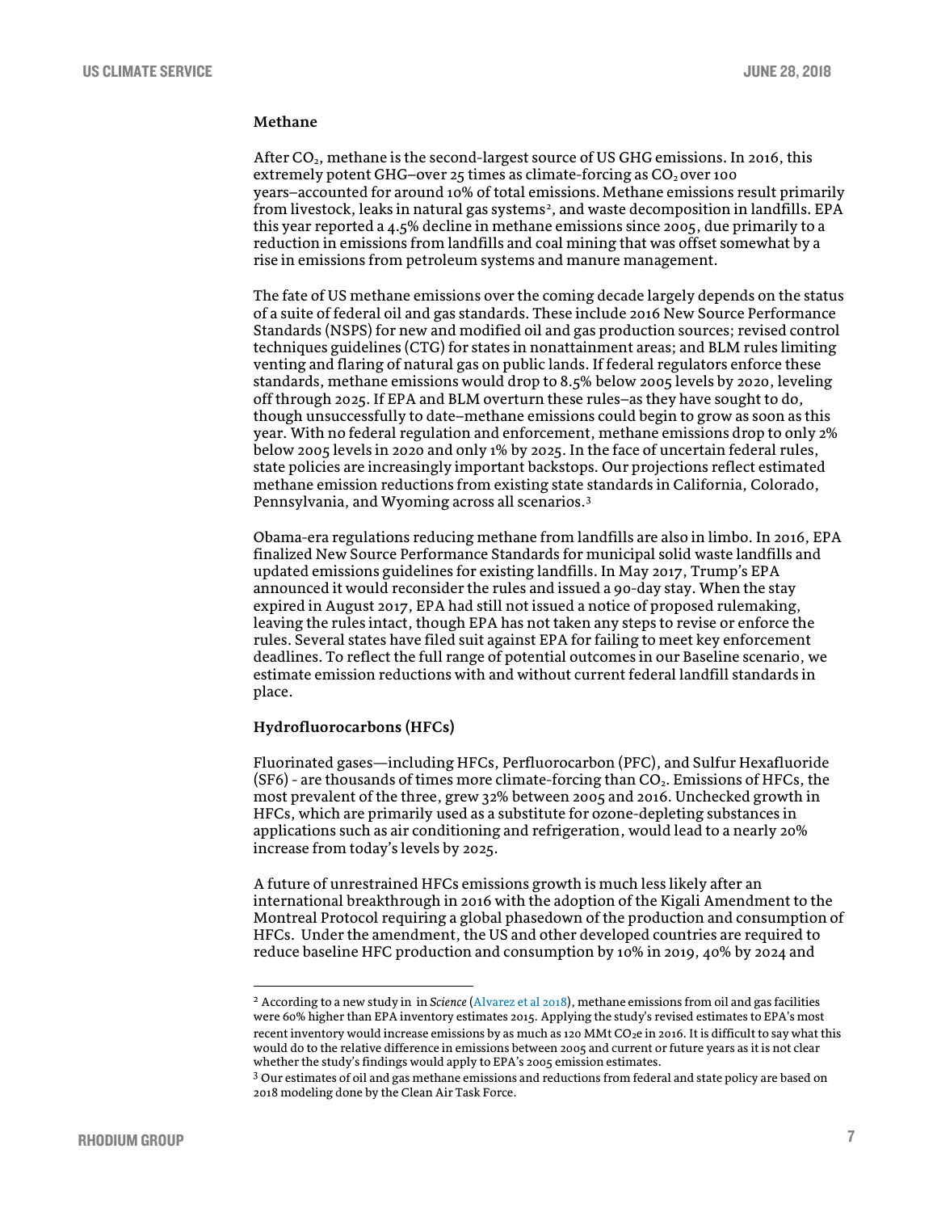### Methane

After $CO_2$, methane is the second-largest source of US GHG emissions. In 2016, this extremely potent GHG–over 25 times as climate-forcing as $CO_2$ over 100 years–accounted for around 10% of total emissions. Methane emissions result primarily from livestock, leaks in natural gas systems[2], and waste decomposition in landfills. EPA this year reported a 4.5% decline in methane emissions since 2005, due primarily to a reduction in emissions from landfills and coal mining that was offset somewhat by a rise in emissions from petroleum systems and manure management.

The fate of US methane emissions over the coming decade largely depends on the status of a suite of federal oil and gas standards. These include 2016 New Source Performance Standards (NSPS) for new and modified oil and gas production sources; revised control techniques guidelines (CTG) for states in nonattainment areas; and BLM rules limiting venting and flaring of natural gas on public lands. If federal regulators enforce these standards, methane emissions would drop to 8.5% below 2005 levels by 2020, leveling off through 2025. If EPA and BLM overturn these rules–as they have sought to do, though unsuccessfully to date–methane emissions could begin to grow as soon as this year. With no federal regulation and enforcement, methane emissions drop to only 2% below 2005 levels in 2020 and only 1% by 2025. In the face of uncertain federal rules, state policies are increasingly important backstops. Our projections reflect estimated methane emission reductions from existing state standards in California, Colorado, Pennsylvania, and Wyoming across all scenarios.[3]

Obama-era regulations reducing methane from landfills are also in limbo. In 2016, EPA finalized New Source Performance Standards for municipal solid waste landfills and updated emissions guidelines for existing landfills. In May 2017, Trump's EPA announced it would reconsider the rules and issued a 90-day stay. When the stay expired in August 2017, EPA had still not issued a notice of proposed rulemaking, leaving the rules intact, though EPA has not taken any steps to revise or enforce the rules. Several states have filed suit against EPA for failing to meet key enforcement deadlines. To reflect the full range of potential outcomes in our Baseline scenario, we estimate emission reductions with and without current federal landfill standards in place.

### Hydrofluorocarbons (HFCs)

Fluorinated gases—including HFCs, Perfluorocarbon (PFC), and Sulfur Hexafluoride (SF6) - are thousands of times more climate-forcing than $CO_2$. Emissions of HFCs, the most prevalent of the three, grew 32% between 2005 and 2016. Unchecked growth in HFCs, which are primarily used as a substitute for ozone-depleting substances in applications such as air conditioning and refrigeration, would lead to a nearly 20% increase from today's levels by 2025.

A future of unrestrained HFCs emissions growth is much less likely after an international breakthrough in 2016 with the adoption of the Kigali Amendment to the Montreal Protocol requiring a global phasedown of the production and consumption of HFCs. Under the amendment, the US and other developed countries are required to reduce baseline HFC production and consumption by 10% in 2019, 40% by 2024 and

---

[2] According to a new study in in *Science* (Alvarez et al 2018), methane emissions from oil and gas facilities were 60% higher than EPA inventory estimates 2015. Applying the study's revised estimates to EPA's most recent inventory would increase emissions by as much as 120 MMt $CO_2e$ in 2016. It is difficult to say what this would do to the relative difference in emissions between 2005 and current or future years as it is not clear whether the study's findings would apply to EPA's 2005 emission estimates.

[3] Our estimates of oil and gas methane emissions and reductions from federal and state policy are based on 2018 modeling done by the Clean Air Task Force.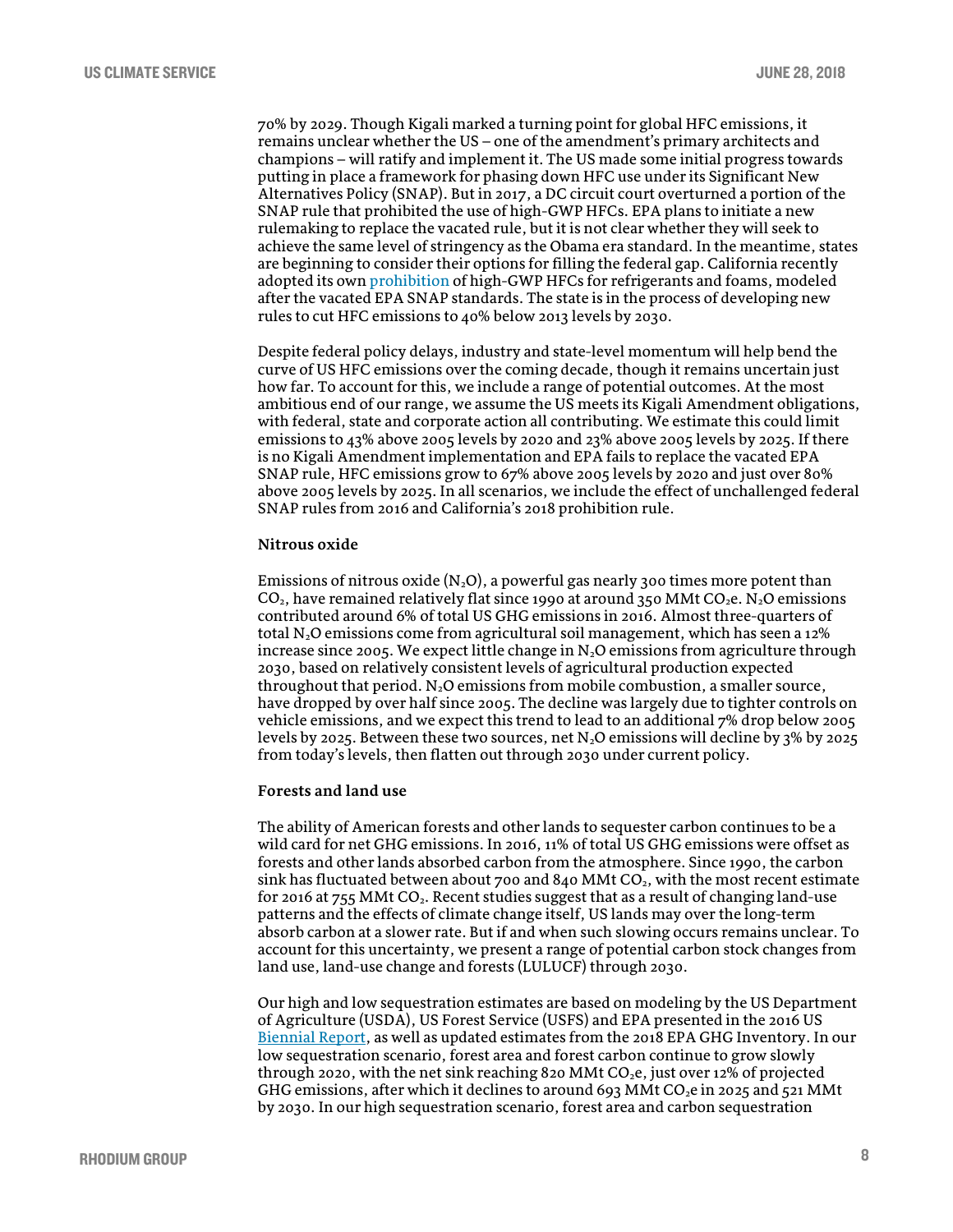70% by 2029. Though Kigali marked a turning point for global HFC emissions, it remains unclear whether the US – one of the amendment's primary architects and champions – will ratify and implement it. The US made some initial progress towards putting in place a framework for phasing down HFC use under its Significant New Alternatives Policy (SNAP). But in 2017, a DC circuit court overturned a portion of the SNAP rule that prohibited the use of high-GWP HFCs. EPA plans to initiate a new rulemaking to replace the vacated rule, but it is not clear whether they will seek to achieve the same level of stringency as the Obama era standard. In the meantime, states are beginning to consider their options for filling the federal gap. California recently adopted its own prohibition of high-GWP HFCs for refrigerants and foams, modeled after the vacated EPA SNAP standards. The state is in the process of developing new rules to cut HFC emissions to 40% below 2013 levels by 2030.

Despite federal policy delays, industry and state-level momentum will help bend the curve of US HFC emissions over the coming decade, though it remains uncertain just how far. To account for this, we include a range of potential outcomes. At the most ambitious end of our range, we assume the US meets its Kigali Amendment obligations, with federal, state and corporate action all contributing. We estimate this could limit emissions to 43% above 2005 levels by 2020 and 23% above 2005 levels by 2025. If there is no Kigali Amendment implementation and EPA fails to replace the vacated EPA SNAP rule, HFC emissions grow to 67% above 2005 levels by 2020 and just over 80% above 2005 levels by 2025. In all scenarios, we include the effect of unchallenged federal SNAP rules from 2016 and California's 2018 prohibition rule.

**Nitrous oxide**

Emissions of nitrous oxide ($N_2O$), a powerful gas nearly 300 times more potent than $CO_2$, have remained relatively flat since 1990 at around 350 MMt $CO_2e$. $N_2O$ emissions contributed around 6% of total US GHG emissions in 2016. Almost three-quarters of total $N_2O$ emissions come from agricultural soil management, which has seen a 12% increase since 2005. We expect little change in $N_2O$ emissions from agriculture through 2030, based on relatively consistent levels of agricultural production expected throughout that period. $N_2O$ emissions from mobile combustion, a smaller source, have dropped by over half since 2005. The decline was largely due to tighter controls on vehicle emissions, and we expect this trend to lead to an additional 7% drop below 2005 levels by 2025. Between these two sources, net $N_2O$ emissions will decline by 3% by 2025 from today's levels, then flatten out through 2030 under current policy.

**Forests and land use**

The ability of American forests and other lands to sequester carbon continues to be a wild card for net GHG emissions. In 2016, 11% of total US GHG emissions were offset as forests and other lands absorbed carbon from the atmosphere. Since 1990, the carbon sink has fluctuated between about 700 and 840 MMt $CO_2$, with the most recent estimate for 2016 at 755 MMt $CO_2$. Recent studies suggest that as a result of changing land-use patterns and the effects of climate change itself, US lands may over the long-term absorb carbon at a slower rate. But if and when such slowing occurs remains unclear. To account for this uncertainty, we present a range of potential carbon stock changes from land use, land-use change and forests (LULUCF) through 2030.

Our high and low sequestration estimates are based on modeling by the US Department of Agriculture (USDA), US Forest Service (USFS) and EPA presented in the 2016 US Biennial Report, as well as updated estimates from the 2018 EPA GHG Inventory. In our low sequestration scenario, forest area and forest carbon continue to grow slowly through 2020, with the net sink reaching 820 MMt $CO_2e$, just over 12% of projected GHG emissions, after which it declines to around 693 MMt $CO_2e$ in 2025 and 521 MMt by 2030. In our high sequestration scenario, forest area and carbon sequestration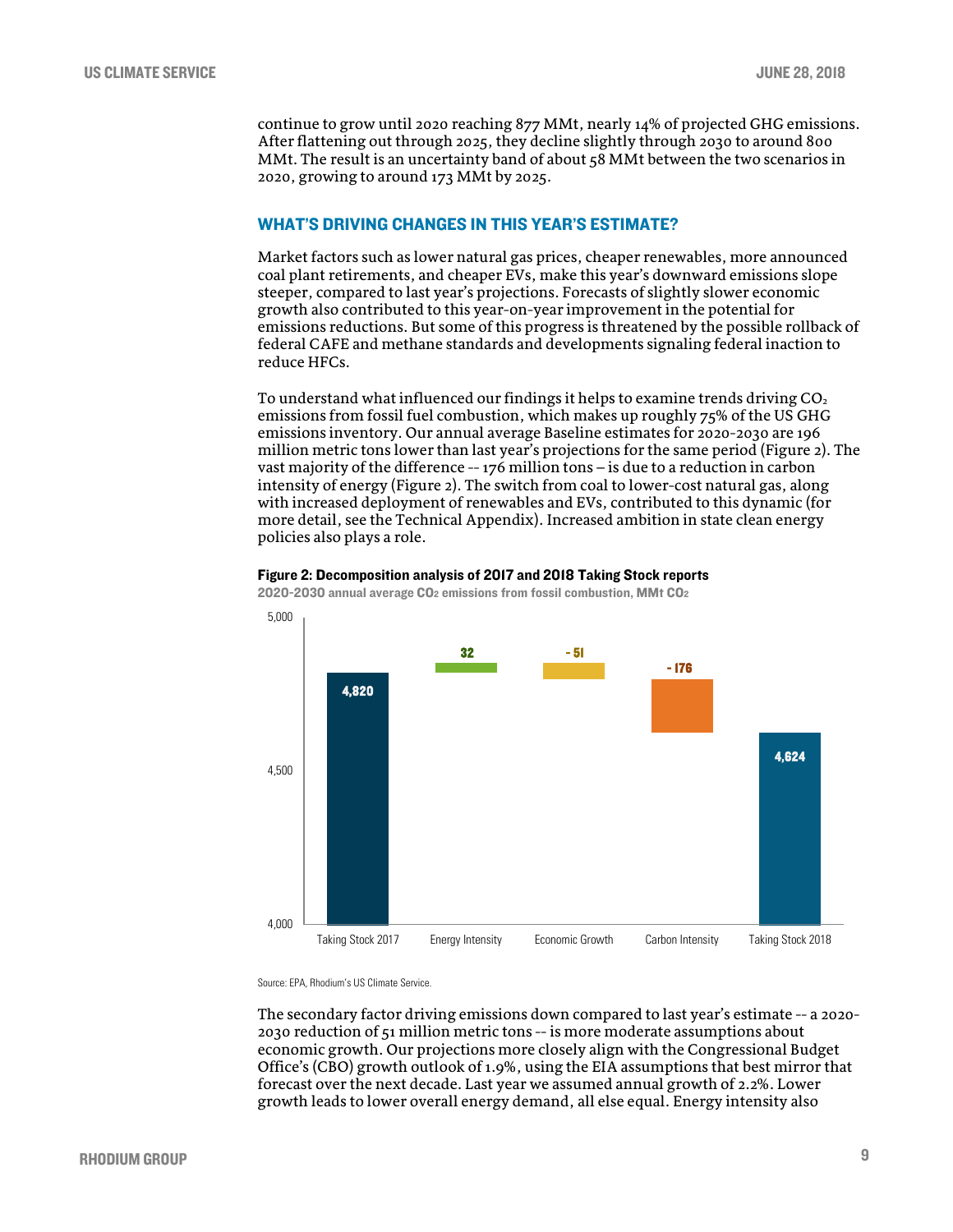continue to grow until 2020 reaching 877 MMt, nearly 14% of projected GHG emissions. After flattening out through 2025, they decline slightly through 2030 to around 800 MMt. The result is an uncertainty band of about 58 MMt between the two scenarios in 2020, growing to around 173 MMt by 2025.

## WHAT'S DRIVING CHANGES IN THIS YEAR'S ESTIMATE?

Market factors such as lower natural gas prices, cheaper renewables, more announced coal plant retirements, and cheaper EVs, make this year's downward emissions slope steeper, compared to last year's projections. Forecasts of slightly slower economic growth also contributed to this year-on-year improvement in the potential for emissions reductions. But some of this progress is threatened by the possible rollback of federal CAFE and methane standards and developments signaling federal inaction to reduce HFCs.

To understand what influenced our findings it helps to examine trends driving $CO_2$ emissions from fossil fuel combustion, which makes up roughly 75% of the US GHG emissions inventory. Our annual average Baseline estimates for 2020-2030 are 196 million metric tons lower than last year's projections for the same period (Figure 2). The vast majority of the difference -- 176 million tons – is due to a reduction in carbon intensity of energy (Figure 2). The switch from coal to lower-cost natural gas, along with increased deployment of renewables and EVs, contributed to this dynamic (for more detail, see the Technical Appendix). Increased ambition in state clean energy policies also plays a role.

**Figure 2: Decomposition analysis of 2017 and 2018 Taking Stock reports**

2020-2030 annual average $CO_2$ emissions from fossil combustion, MMt $CO_2$

| | Taking Stock 2017 | Energy Intensity | Economic Growth | Carbon Intensity | Taking Stock 2018 |
|---|---|---|---|---|---|
| MMt $CO_2$ | 4,820 | 32 | - 51 | - 176 | 4,624 |

Source: EPA, Rhodium's US Climate Service.

The secondary factor driving emissions down compared to last year's estimate -- a 2020-2030 reduction of 51 million metric tons -- is more moderate assumptions about economic growth. Our projections more closely align with the Congressional Budget Office's (CBO) growth outlook of 1.9%, using the EIA assumptions that best mirror that forecast over the next decade. Last year we assumed annual growth of 2.2%. Lower growth leads to lower overall energy demand, all else equal. Energy intensity also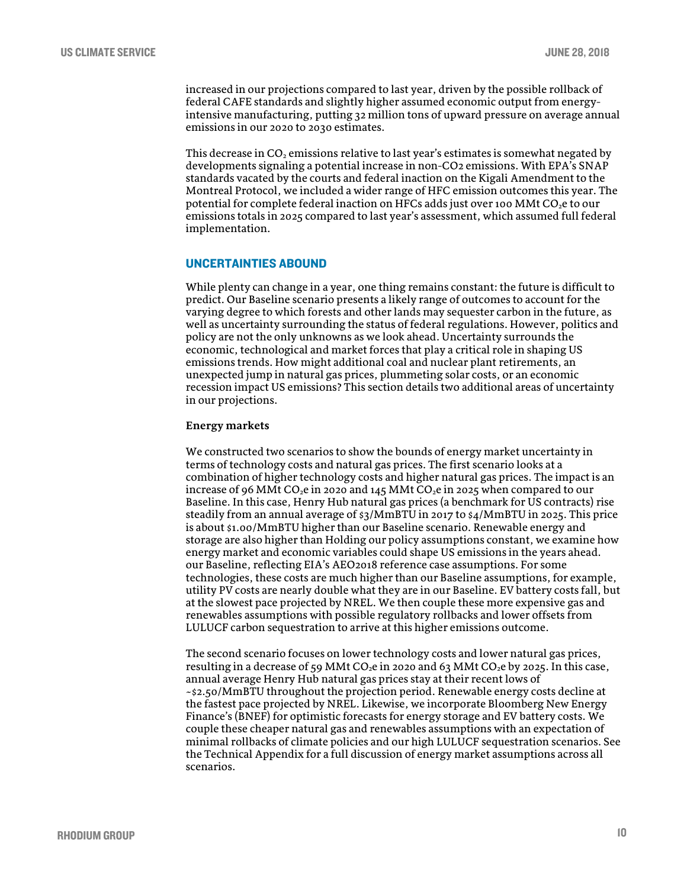increased in our projections compared to last year, driven by the possible rollback of federal CAFE standards and slightly higher assumed economic output from energy-intensive manufacturing, putting 32 million tons of upward pressure on average annual emissions in our 2020 to 2030 estimates.

This decrease in $CO_2$ emissions relative to last year's estimates is somewhat negated by developments signaling a potential increase in non-CO2 emissions. With EPA's SNAP standards vacated by the courts and federal inaction on the Kigali Amendment to the Montreal Protocol, we included a wider range of HFC emission outcomes this year. The potential for complete federal inaction on HFCs adds just over 100 MMt $CO_2e$ to our emissions totals in 2025 compared to last year's assessment, which assumed full federal implementation.

## UNCERTAINTIES ABOUND

While plenty can change in a year, one thing remains constant: the future is difficult to predict. Our Baseline scenario presents a likely range of outcomes to account for the varying degree to which forests and other lands may sequester carbon in the future, as well as uncertainty surrounding the status of federal regulations. However, politics and policy are not the only unknowns as we look ahead. Uncertainty surrounds the economic, technological and market forces that play a critical role in shaping US emissions trends. How might additional coal and nuclear plant retirements, an unexpected jump in natural gas prices, plummeting solar costs, or an economic recession impact US emissions? This section details two additional areas of uncertainty in our projections.

### Energy markets

We constructed two scenarios to show the bounds of energy market uncertainty in terms of technology costs and natural gas prices. The first scenario looks at a combination of higher technology costs and higher natural gas prices. The impact is an increase of 96 MMt $CO_2e$ in 2020 and 145 MMt $CO_2e$ in 2025 when compared to our Baseline. In this case, Henry Hub natural gas prices (a benchmark for US contracts) rise steadily from an annual average of \$3/MmBTU in 2017 to \$4/MmBTU in 2025. This price is about \$1.00/MmBTU higher than our Baseline scenario. Renewable energy and storage are also higher than Holding our policy assumptions constant, we examine how energy market and economic variables could shape US emissions in the years ahead. our Baseline, reflecting EIA's AEO2018 reference case assumptions. For some technologies, these costs are much higher than our Baseline assumptions, for example, utility PV costs are nearly double what they are in our Baseline. EV battery costs fall, but at the slowest pace projected by NREL. We then couple these more expensive gas and renewables assumptions with possible regulatory rollbacks and lower offsets from LULUCF carbon sequestration to arrive at this higher emissions outcome.

The second scenario focuses on lower technology costs and lower natural gas prices, resulting in a decrease of 59 MMt $CO_2e$ in 2020 and 63 MMt $CO_2e$ by 2025. In this case, annual average Henry Hub natural gas prices stay at their recent lows of ~\$2.50/MmBTU throughout the projection period. Renewable energy costs decline at the fastest pace projected by NREL. Likewise, we incorporate Bloomberg New Energy Finance's (BNEF) for optimistic forecasts for energy storage and EV battery costs. We couple these cheaper natural gas and renewables assumptions with an expectation of minimal rollbacks of climate policies and our high LULUCF sequestration scenarios. See the Technical Appendix for a full discussion of energy market assumptions across all scenarios.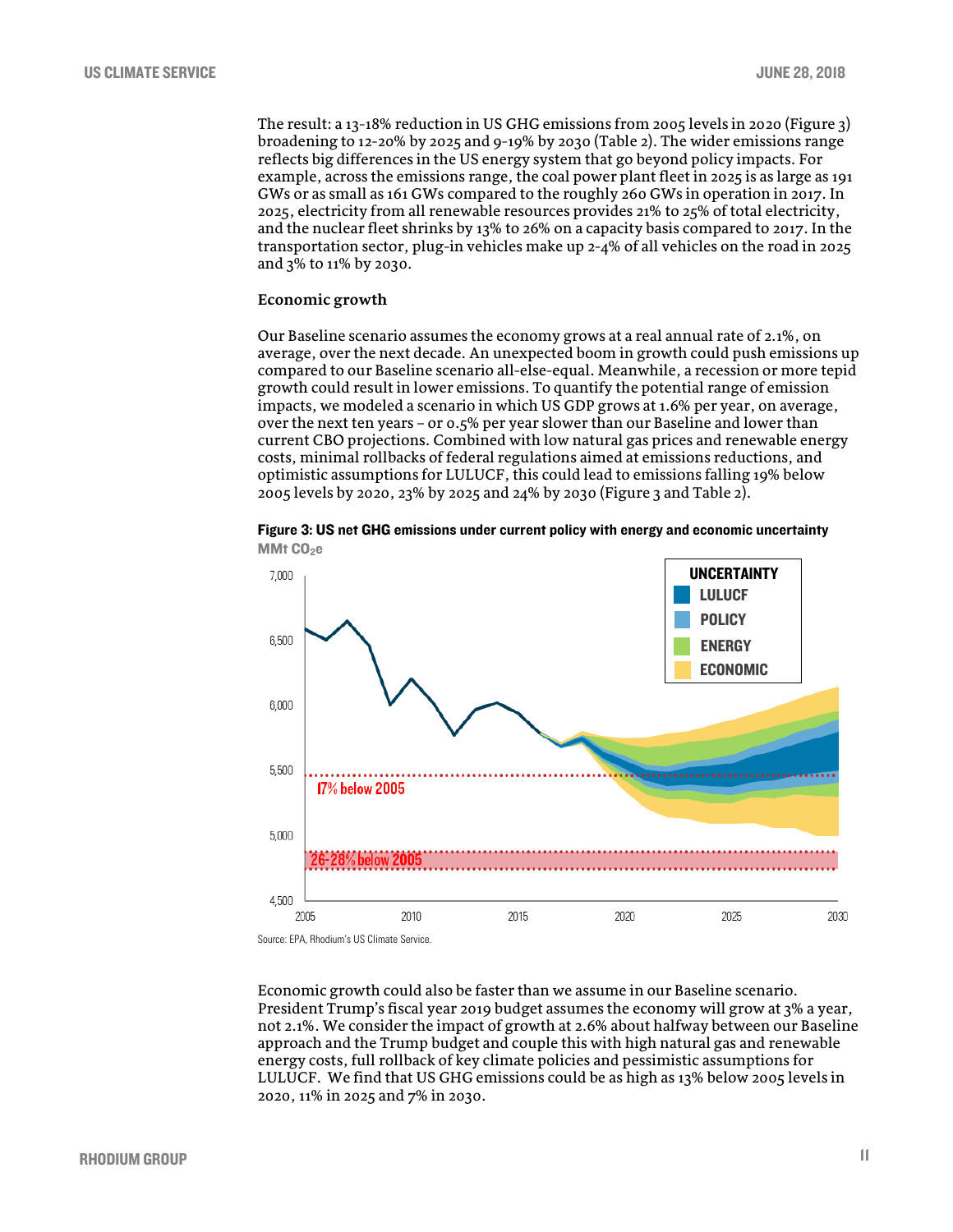The result: a 13-18% reduction in US GHG emissions from 2005 levels in 2020 (Figure 3) broadening to 12-20% by 2025 and 9-19% by 2030 (Table 2). The wider emissions range reflects big differences in the US energy system that go beyond policy impacts. For example, across the emissions range, the coal power plant fleet in 2025 is as large as 191 GWs or as small as 161 GWs compared to the roughly 260 GWs in operation in 2017. In 2025, electricity from all renewable resources provides 21% to 25% of total electricity, and the nuclear fleet shrinks by 13% to 26% on a capacity basis compared to 2017. In the transportation sector, plug-in vehicles make up 2-4% of all vehicles on the road in 2025 and 3% to 11% by 2030.

**Economic growth**

Our Baseline scenario assumes the economy grows at a real annual rate of 2.1%, on average, over the next decade. An unexpected boom in growth could push emissions up compared to our Baseline scenario all-else-equal. Meanwhile, a recession or more tepid growth could result in lower emissions. To quantify the potential range of emission impacts, we modeled a scenario in which US GDP grows at 1.6% per year, on average, over the next ten years – or 0.5% per year slower than our Baseline and lower than current CBO projections. Combined with low natural gas prices and renewable energy costs, minimal rollbacks of federal regulations aimed at emissions reductions, and optimistic assumptions for LULUCF, this could lead to emissions falling 19% below 2005 levels by 2020, 23% by 2025 and 24% by 2030 (Figure 3 and Table 2).

**Figure 3: US net GHG emissions under current policy with energy and economic uncertainty**
MMt $CO_2e$

Source: EPA, Rhodium's US Climate Service.

Economic growth could also be faster than we assume in our Baseline scenario. President Trump's fiscal year 2019 budget assumes the economy will grow at 3% a year, not 2.1%. We consider the impact of growth at 2.6% about halfway between our Baseline approach and the Trump budget and couple this with high natural gas and renewable energy costs, full rollback of key climate policies and pessimistic assumptions for LULUCF. We find that US GHG emissions could be as high as 13% below 2005 levels in 2020, 11% in 2025 and 7% in 2030.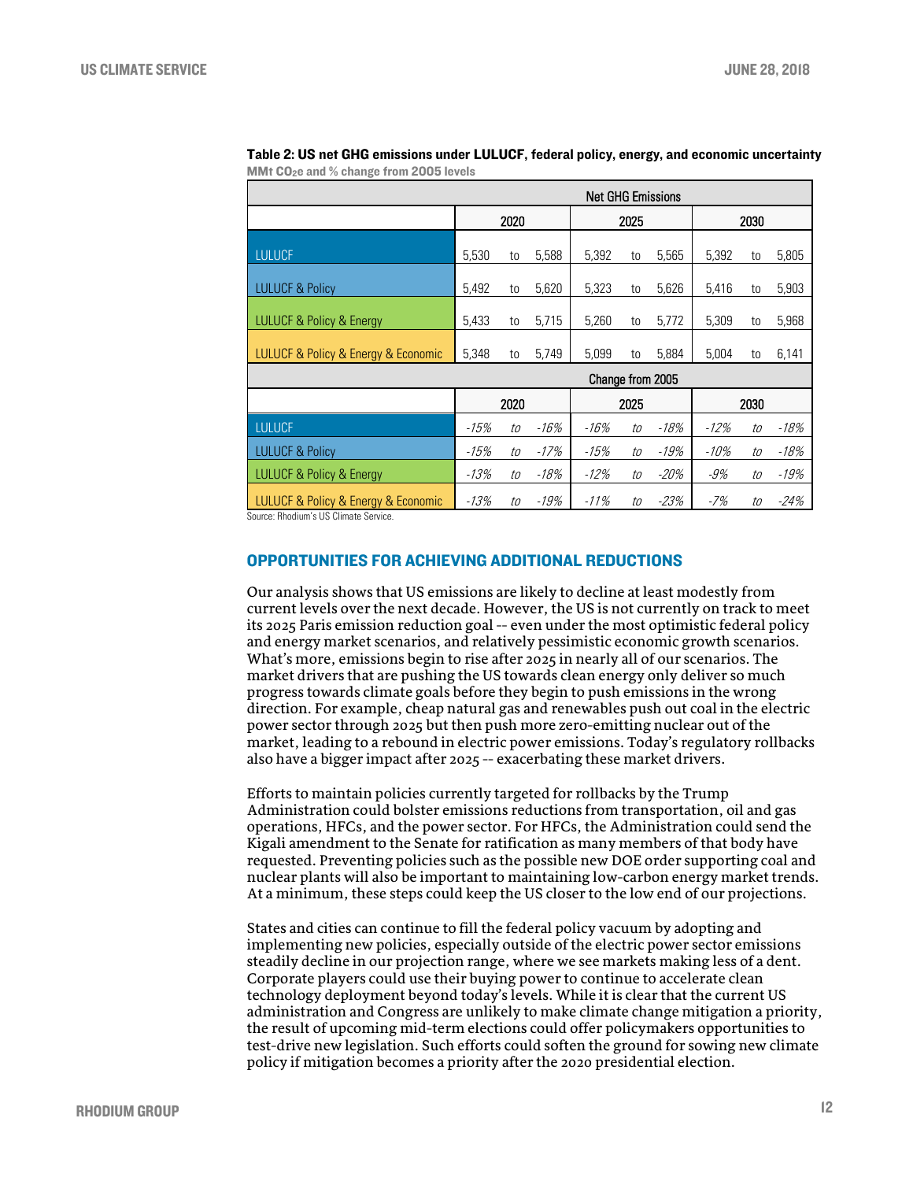**Table 2: US net GHG emissions under LULUCF, federal policy, energy, and economic uncertainty**
MMt $CO_2e$ and % change from 2005 levels

| | Net GHG Emissions | | | | | | | | |
|---|---|---|---|---|---|---|---|---|---|
| | 2020 | | | 2025 | | | 2030 | | |
| LULUCF | 5,530 | to | 5,588 | 5,392 | to | 5,565 | 5,392 | to | 5,805 |
| LULUCF & Policy | 5,492 | to | 5,620 | 5,323 | to | 5,626 | 5,416 | to | 5,903 |
| LULUCF & Policy & Energy | 5,433 | to | 5,715 | 5,260 | to | 5,772 | 5,309 | to | 5,968 |
| LULUCF & Policy & Energy & Economic | 5,348 | to | 5,749 | 5,099 | to | 5,884 | 5,004 | to | 6,141 |
| | **Change from 2005** | | | | | | | | |
| | 2020 | | | 2025 | | | 2030 | | |
| LULUCF | *-15%* | *to* | *-16%* | *-16%* | *to* | *-18%* | *-12%* | *to* | *-18%* |
| LULUCF & Policy | *-15%* | *to* | *-17%* | *-15%* | *to* | *-19%* | *-10%* | *to* | *-18%* |
| LULUCF & Policy & Energy | *-13%* | *to* | *-18%* | *-12%* | *to* | *-20%* | *-9%* | *to* | *-19%* |
| LULUCF & Policy & Energy & Economic | *-13%* | *to* | *-19%* | *-11%* | *to* | *-23%* | *-7%* | *to* | *-24%* |

Source: Rhodium's US Climate Service.

## OPPORTUNITIES FOR ACHIEVING ADDITIONAL REDUCTIONS

Our analysis shows that US emissions are likely to decline at least modestly from current levels over the next decade. However, the US is not currently on track to meet its 2025 Paris emission reduction goal -- even under the most optimistic federal policy and energy market scenarios, and relatively pessimistic economic growth scenarios. What's more, emissions begin to rise after 2025 in nearly all of our scenarios. The market drivers that are pushing the US towards clean energy only deliver so much progress towards climate goals before they begin to push emissions in the wrong direction. For example, cheap natural gas and renewables push out coal in the electric power sector through 2025 but then push more zero-emitting nuclear out of the market, leading to a rebound in electric power emissions. Today's regulatory rollbacks also have a bigger impact after 2025 -- exacerbating these market drivers.

Efforts to maintain policies currently targeted for rollbacks by the Trump Administration could bolster emissions reductions from transportation, oil and gas operations, HFCs, and the power sector. For HFCs, the Administration could send the Kigali amendment to the Senate for ratification as many members of that body have requested. Preventing policies such as the possible new DOE order supporting coal and nuclear plants will also be important to maintaining low-carbon energy market trends. At a minimum, these steps could keep the US closer to the low end of our projections.

States and cities can continue to fill the federal policy vacuum by adopting and implementing new policies, especially outside of the electric power sector emissions steadily decline in our projection range, where we see markets making less of a dent. Corporate players could use their buying power to continue to accelerate clean technology deployment beyond today's levels. While it is clear that the current US administration and Congress are unlikely to make climate change mitigation a priority, the result of upcoming mid-term elections could offer policymakers opportunities to test-drive new legislation. Such efforts could soften the ground for sowing new climate policy if mitigation becomes a priority after the 2020 presidential election.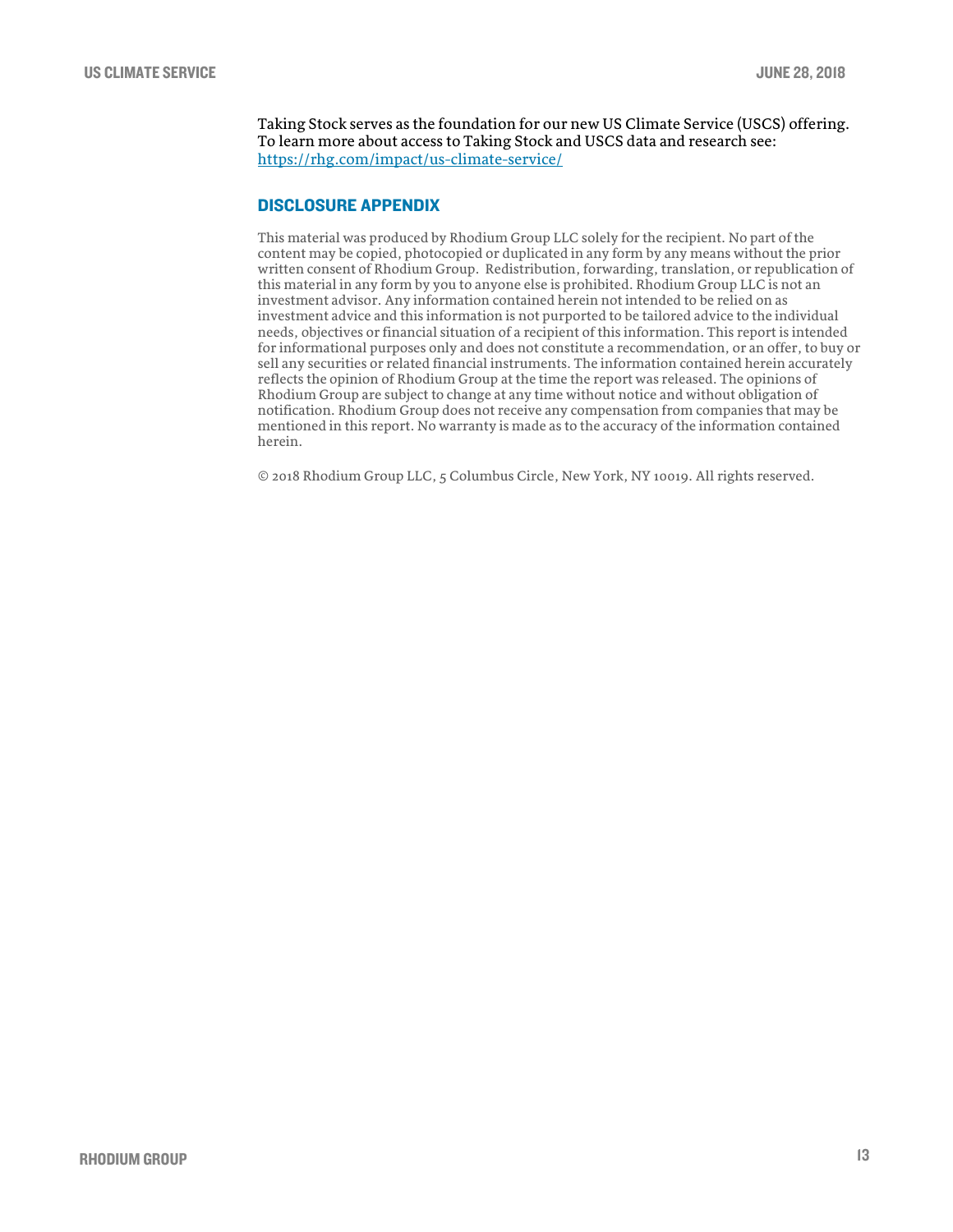Taking Stock serves as the foundation for our new US Climate Service (USCS) offering. To learn more about access to Taking Stock and USCS data and research see: https://rhg.com/impact/us-climate-service/

## DISCLOSURE APPENDIX

This material was produced by Rhodium Group LLC solely for the recipient. No part of the content may be copied, photocopied or duplicated in any form by any means without the prior written consent of Rhodium Group. Redistribution, forwarding, translation, or republication of this material in any form by you to anyone else is prohibited. Rhodium Group LLC is not an investment advisor. Any information contained herein not intended to be relied on as investment advice and this information is not purported to be tailored advice to the individual needs, objectives or financial situation of a recipient of this information. This report is intended for informational purposes only and does not constitute a recommendation, or an offer, to buy or sell any securities or related financial instruments. The information contained herein accurately reflects the opinion of Rhodium Group at the time the report was released. The opinions of Rhodium Group are subject to change at any time without notice and without obligation of notification. Rhodium Group does not receive any compensation from companies that may be mentioned in this report. No warranty is made as to the accuracy of the information contained herein.

© 2018 Rhodium Group LLC, 5 Columbus Circle, New York, NY 10019. All rights reserved.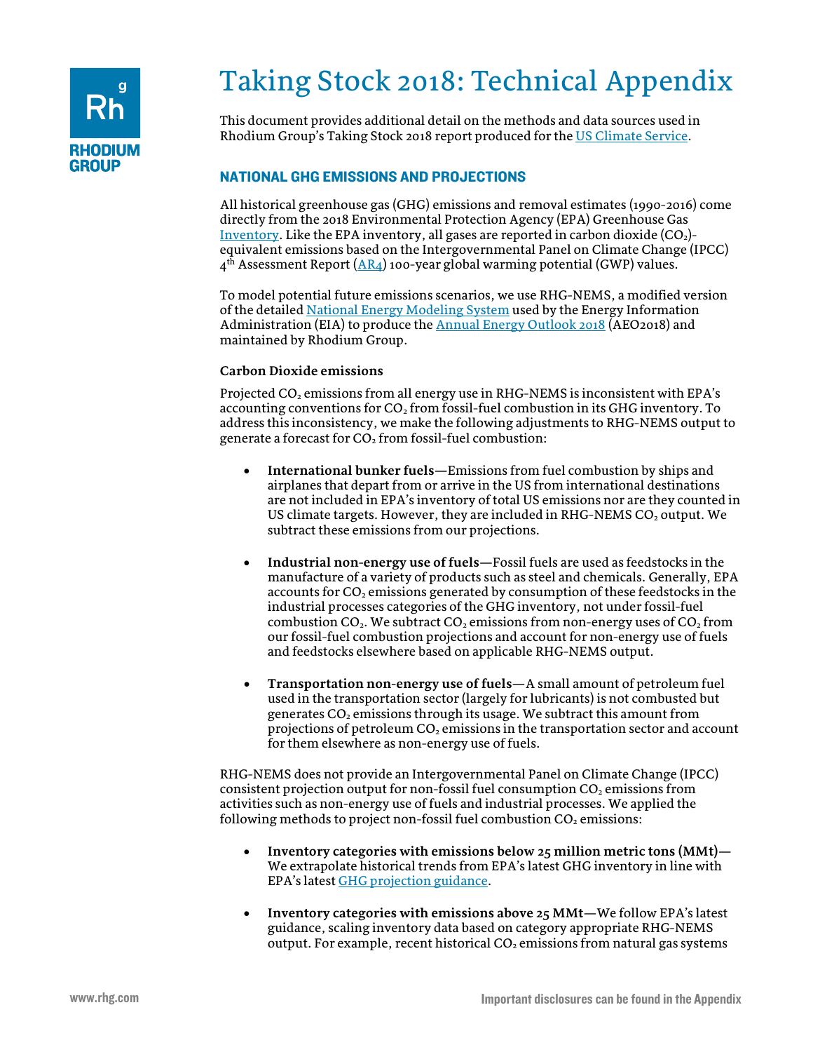# Taking Stock 2018: Technical Appendix

This document provides additional detail on the methods and data sources used in Rhodium Group's Taking Stock 2018 report produced for the US Climate Service.

## NATIONAL GHG EMISSIONS AND PROJECTIONS

All historical greenhouse gas (GHG) emissions and removal estimates (1990-2016) come directly from the 2018 Environmental Protection Agency (EPA) Greenhouse Gas Inventory. Like the EPA inventory, all gases are reported in carbon dioxide ($CO_2$)-equivalent emissions based on the Intergovernmental Panel on Climate Change (IPCC) 4th Assessment Report (AR4) 100-year global warming potential (GWP) values.

To model potential future emissions scenarios, we use RHG-NEMS, a modified version of the detailed National Energy Modeling System used by the Energy Information Administration (EIA) to produce the Annual Energy Outlook 2018 (AEO2018) and maintained by Rhodium Group.

**Carbon Dioxide emissions**

Projected $CO_2$ emissions from all energy use in RHG-NEMS is inconsistent with EPA's accounting conventions for $CO_2$ from fossil-fuel combustion in its GHG inventory. To address this inconsistency, we make the following adjustments to RHG-NEMS output to generate a forecast for $CO_2$ from fossil-fuel combustion:

- **International bunker fuels**—Emissions from fuel combustion by ships and airplanes that depart from or arrive in the US from international destinations are not included in EPA's inventory of total US emissions nor are they counted in US climate targets. However, they are included in RHG-NEMS $CO_2$ output. We subtract these emissions from our projections.

- **Industrial non-energy use of fuels**—Fossil fuels are used as feedstocks in the manufacture of a variety of products such as steel and chemicals. Generally, EPA accounts for $CO_2$ emissions generated by consumption of these feedstocks in the industrial processes categories of the GHG inventory, not under fossil-fuel combustion $CO_2$. We subtract $CO_2$ emissions from non-energy uses of $CO_2$ from our fossil-fuel combustion projections and account for non-energy use of fuels and feedstocks elsewhere based on applicable RHG-NEMS output.

- **Transportation non-energy use of fuels**—A small amount of petroleum fuel used in the transportation sector (largely for lubricants) is not combusted but generates $CO_2$ emissions through its usage. We subtract this amount from projections of petroleum $CO_2$ emissions in the transportation sector and account for them elsewhere as non-energy use of fuels.

RHG-NEMS does not provide an Intergovernmental Panel on Climate Change (IPCC) consistent projection output for non-fossil fuel consumption $CO_2$ emissions from activities such as non-energy use of fuels and industrial processes. We applied the following methods to project non-fossil fuel combustion $CO_2$ emissions:

- **Inventory categories with emissions below 25 million metric tons (MMt)**—We extrapolate historical trends from EPA's latest GHG inventory in line with EPA's latest GHG projection guidance.

- **Inventory categories with emissions above 25 MMt**—We follow EPA's latest guidance, scaling inventory data based on category appropriate RHG-NEMS output. For example, recent historical $CO_2$ emissions from natural gas systems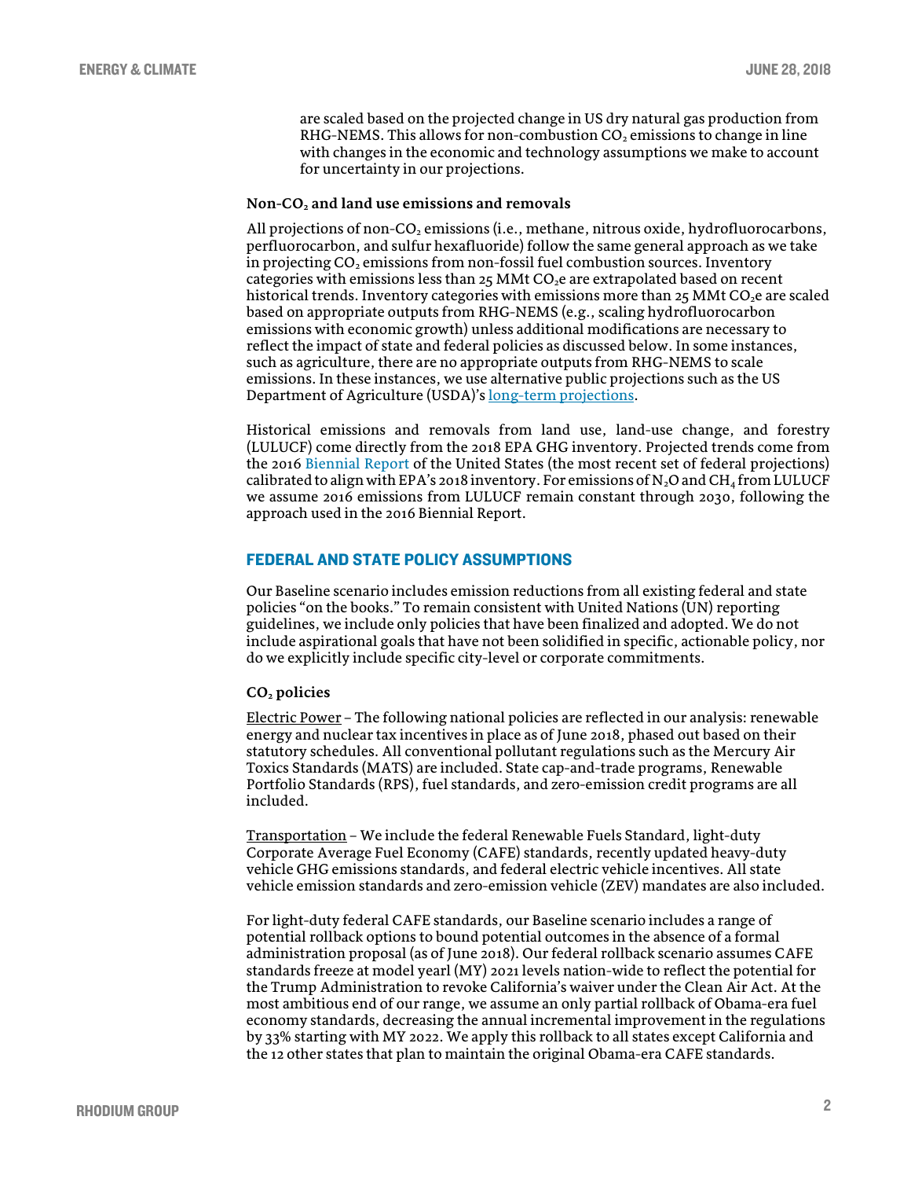are scaled based on the projected change in US dry natural gas production from RHG-NEMS. This allows for non-combustion $CO_2$ emissions to change in line with changes in the economic and technology assumptions we make to account for uncertainty in our projections.

**Non-$CO_2$ and land use emissions and removals**

All projections of non-$CO_2$ emissions (i.e., methane, nitrous oxide, hydrofluorocarbons, perfluorocarbon, and sulfur hexafluoride) follow the same general approach as we take in projecting $CO_2$ emissions from non-fossil fuel combustion sources. Inventory categories with emissions less than 25 MMt $CO_2$e are extrapolated based on recent historical trends. Inventory categories with emissions more than 25 MMt $CO_2$e are scaled based on appropriate outputs from RHG-NEMS (e.g., scaling hydrofluorocarbon emissions with economic growth) unless additional modifications are necessary to reflect the impact of state and federal policies as discussed below. In some instances, such as agriculture, there are no appropriate outputs from RHG-NEMS to scale emissions. In these instances, we use alternative public projections such as the US Department of Agriculture (USDA)'s long-term projections.

Historical emissions and removals from land use, land-use change, and forestry (LULUCF) come directly from the 2018 EPA GHG inventory. Projected trends come from the 2016 Biennial Report of the United States (the most recent set of federal projections) calibrated to align with EPA's 2018 inventory. For emissions of $N_2O$ and $CH_4$ from LULUCF we assume 2016 emissions from LULUCF remain constant through 2030, following the approach used in the 2016 Biennial Report.

## FEDERAL AND STATE POLICY ASSUMPTIONS

Our Baseline scenario includes emission reductions from all existing federal and state policies "on the books." To remain consistent with United Nations (UN) reporting guidelines, we include only policies that have been finalized and adopted. We do not include aspirational goals that have not been solidified in specific, actionable policy, nor do we explicitly include specific city-level or corporate commitments.

**$CO_2$ policies**

Electric Power – The following national policies are reflected in our analysis: renewable energy and nuclear tax incentives in place as of June 2018, phased out based on their statutory schedules. All conventional pollutant regulations such as the Mercury Air Toxics Standards (MATS) are included. State cap-and-trade programs, Renewable Portfolio Standards (RPS), fuel standards, and zero-emission credit programs are all included.

Transportation – We include the federal Renewable Fuels Standard, light-duty Corporate Average Fuel Economy (CAFE) standards, recently updated heavy-duty vehicle GHG emissions standards, and federal electric vehicle incentives. All state vehicle emission standards and zero-emission vehicle (ZEV) mandates are also included.

For light-duty federal CAFE standards, our Baseline scenario includes a range of potential rollback options to bound potential outcomes in the absence of a formal administration proposal (as of June 2018). Our federal rollback scenario assumes CAFE standards freeze at model year (MY) 2021 levels nation-wide to reflect the potential for the Trump Administration to revoke California's waiver under the Clean Air Act. At the most ambitious end of our range, we assume an only partial rollback of Obama-era fuel economy standards, decreasing the annual incremental improvement in the regulations by 33% starting with MY 2022. We apply this rollback to all states except California and the 12 other states that plan to maintain the original Obama-era CAFE standards.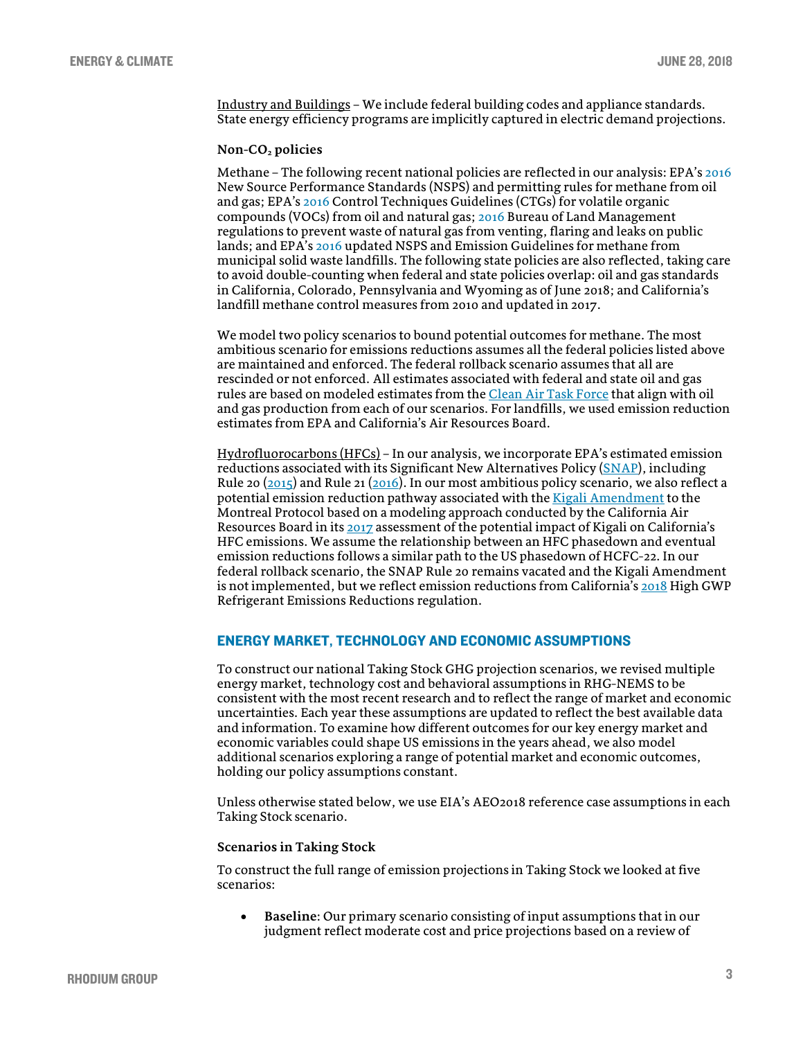Industry and Buildings – We include federal building codes and appliance standards. State energy efficiency programs are implicitly captured in electric demand projections.

**Non-$CO_2$ policies**

Methane – The following recent national policies are reflected in our analysis: EPA's 2016 New Source Performance Standards (NSPS) and permitting rules for methane from oil and gas; EPA's 2016 Control Techniques Guidelines (CTGs) for volatile organic compounds (VOCs) from oil and natural gas; 2016 Bureau of Land Management regulations to prevent waste of natural gas from venting, flaring and leaks on public lands; and EPA's 2016 updated NSPS and Emission Guidelines for methane from municipal solid waste landfills. The following state policies are also reflected, taking care to avoid double-counting when federal and state policies overlap: oil and gas standards in California, Colorado, Pennsylvania and Wyoming as of June 2018; and California's landfill methane control measures from 2010 and updated in 2017.

We model two policy scenarios to bound potential outcomes for methane. The most ambitious scenario for emissions reductions assumes all the federal policies listed above are maintained and enforced. The federal rollback scenario assumes that all are rescinded or not enforced. All estimates associated with federal and state oil and gas rules are based on modeled estimates from the Clean Air Task Force that align with oil and gas production from each of our scenarios. For landfills, we used emission reduction estimates from EPA and California's Air Resources Board.

Hydrofluorocarbons (HFCs) – In our analysis, we incorporate EPA's estimated emission reductions associated with its Significant New Alternatives Policy (SNAP), including Rule 20 (2015) and Rule 21 (2016). In our most ambitious policy scenario, we also reflect a potential emission reduction pathway associated with the Kigali Amendment to the Montreal Protocol based on a modeling approach conducted by the California Air Resources Board in its 2017 assessment of the potential impact of Kigali on California's HFC emissions. We assume the relationship between an HFC phasedown and eventual emission reductions follows a similar path to the US phasedown of HCFC-22. In our federal rollback scenario, the SNAP Rule 20 remains vacated and the Kigali Amendment is not implemented, but we reflect emission reductions from California's 2018 High GWP Refrigerant Emissions Reductions regulation.

## ENERGY MARKET, TECHNOLOGY AND ECONOMIC ASSUMPTIONS

To construct our national Taking Stock GHG projection scenarios, we revised multiple energy market, technology cost and behavioral assumptions in RHG-NEMS to be consistent with the most recent research and to reflect the range of market and economic uncertainties. Each year these assumptions are updated to reflect the best available data and information. To examine how different outcomes for our key energy market and economic variables could shape US emissions in the years ahead, we also model additional scenarios exploring a range of potential market and economic outcomes, holding our policy assumptions constant.

Unless otherwise stated below, we use EIA's AEO2018 reference case assumptions in each Taking Stock scenario.

**Scenarios in Taking Stock**

To construct the full range of emission projections in Taking Stock we looked at five scenarios:

- **Baseline**: Our primary scenario consisting of input assumptions that in our judgment reflect moderate cost and price projections based on a review of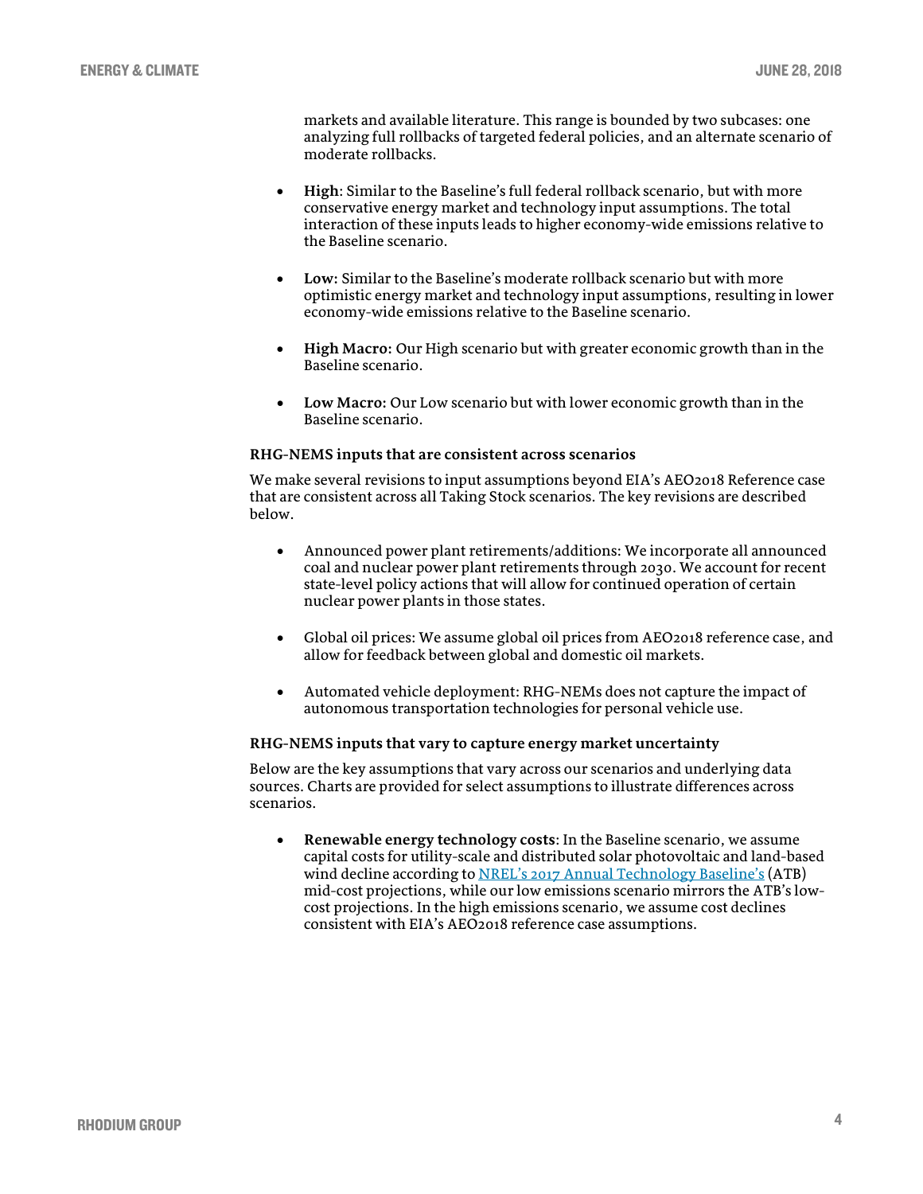markets and available literature. This range is bounded by two subcases: one analyzing full rollbacks of targeted federal policies, and an alternate scenario of moderate rollbacks.

- **High**: Similar to the Baseline's full federal rollback scenario, but with more conservative energy market and technology input assumptions. The total interaction of these inputs leads to higher economy-wide emissions relative to the Baseline scenario.
- **Low:** Similar to the Baseline's moderate rollback scenario but with more optimistic energy market and technology input assumptions, resulting in lower economy-wide emissions relative to the Baseline scenario.
- **High Macro:** Our High scenario but with greater economic growth than in the Baseline scenario.
- **Low Macro:** Our Low scenario but with lower economic growth than in the Baseline scenario.

**RHG-NEMS inputs that are consistent across scenarios**

We make several revisions to input assumptions beyond EIA's AEO2018 Reference case that are consistent across all Taking Stock scenarios. The key revisions are described below.

- Announced power plant retirements/additions: We incorporate all announced coal and nuclear power plant retirements through 2030. We account for recent state-level policy actions that will allow for continued operation of certain nuclear power plants in those states.
- Global oil prices: We assume global oil prices from AEO2018 reference case, and allow for feedback between global and domestic oil markets.
- Automated vehicle deployment: RHG-NEMs does not capture the impact of autonomous transportation technologies for personal vehicle use.

**RHG-NEMS inputs that vary to capture energy market uncertainty**

Below are the key assumptions that vary across our scenarios and underlying data sources. Charts are provided for select assumptions to illustrate differences across scenarios.

- **Renewable energy technology costs**: In the Baseline scenario, we assume capital costs for utility-scale and distributed solar photovoltaic and land-based wind decline according to NREL's 2017 Annual Technology Baseline's (ATB) mid-cost projections, while our low emissions scenario mirrors the ATB's low-cost projections. In the high emissions scenario, we assume cost declines consistent with EIA's AEO2018 reference case assumptions.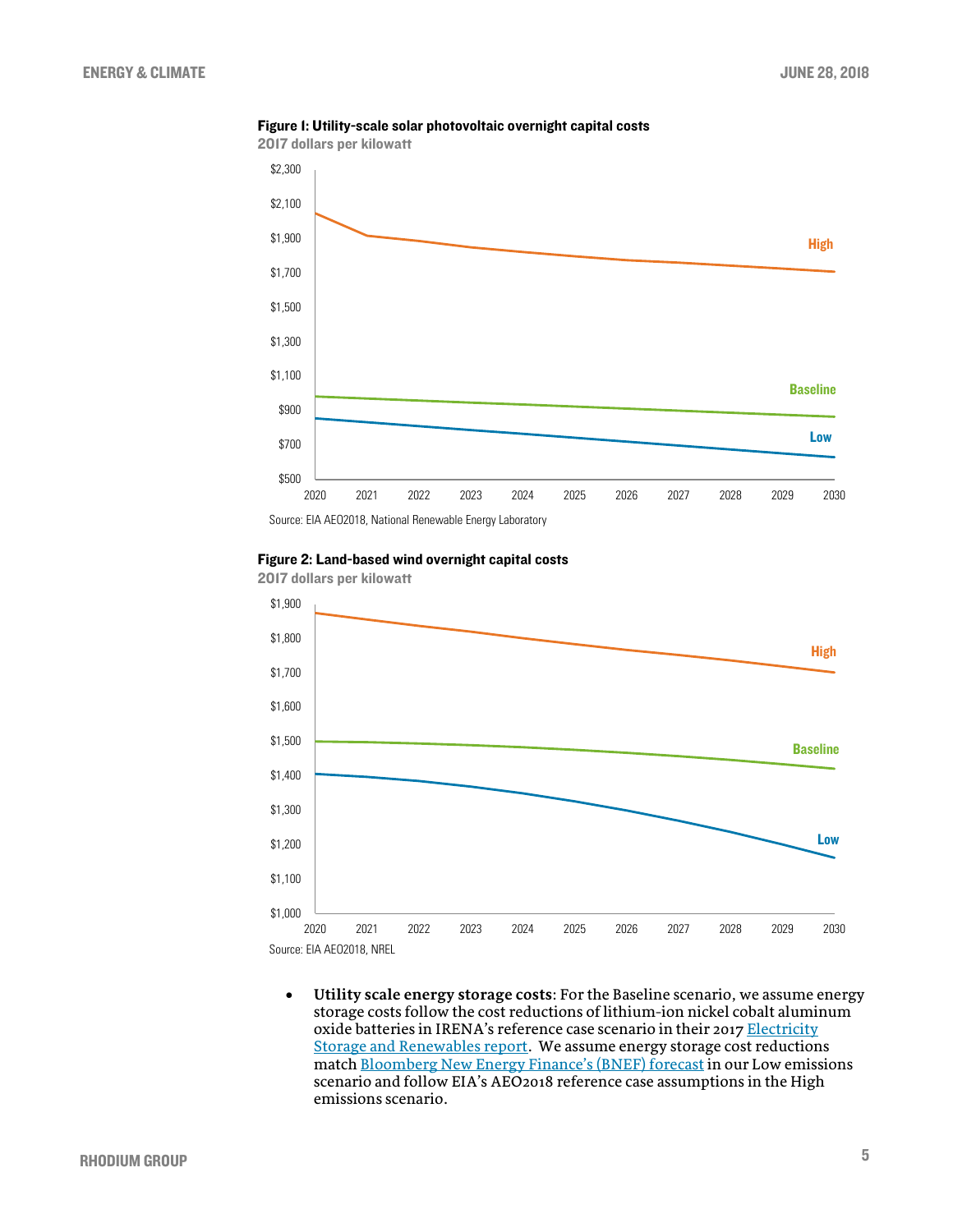**Figure 1: Utility-scale solar photovoltaic overnight capital costs**

**2017 dollars per kilowatt**

Source: EIA AEO2018, National Renewable Energy Laboratory

**Figure 2: Land-based wind overnight capital costs**

**2017 dollars per kilowatt**

Source: EIA AEO2018, NREL

- **Utility scale energy storage costs**: For the Baseline scenario, we assume energy storage costs follow the cost reductions of lithium-ion nickel cobalt aluminum oxide batteries in IRENA's reference case scenario in their 2017 Electricity Storage and Renewables report. We assume energy storage cost reductions match Bloomberg New Energy Finance's (BNEF) forecast in our Low emissions scenario and follow EIA's AEO2018 reference case assumptions in the High emissions scenario.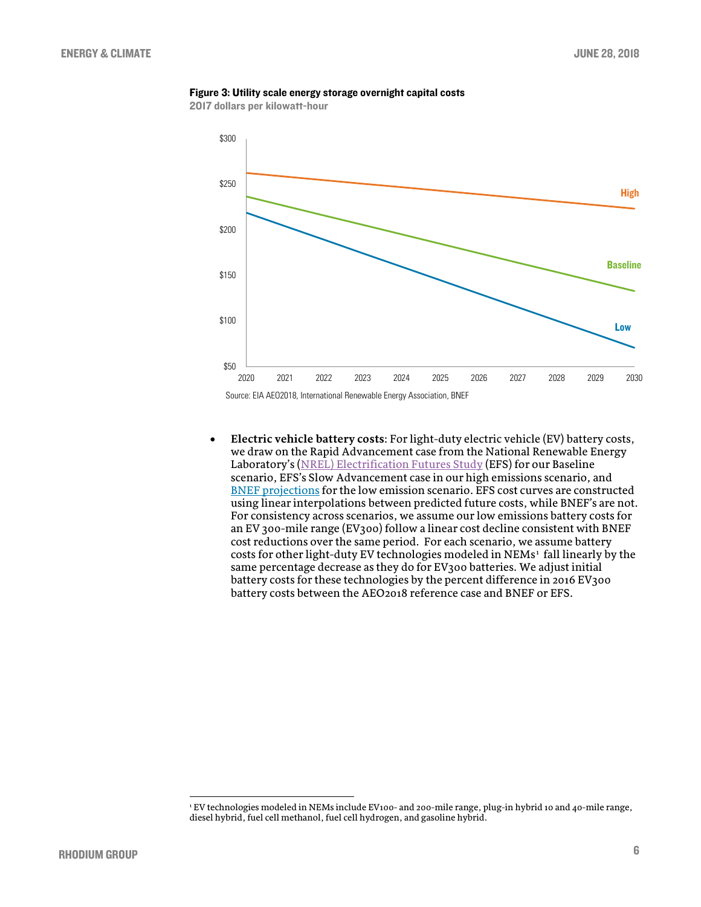**Figure 3: Utility scale energy storage overnight capital costs**

2017 dollars per kilowatt-hour

Source: EIA AEO2018, International Renewable Energy Association, BNEF

- **Electric vehicle battery costs**: For light-duty electric vehicle (EV) battery costs, we draw on the Rapid Advancement case from the National Renewable Energy Laboratory's (NREL) Electrification Futures Study (EFS) for our Baseline scenario, EFS's Slow Advancement case in our high emissions scenario, and BNEF projections for the low emission scenario. EFS cost curves are constructed using linear interpolations between predicted future costs, while BNEF's are not. For consistency across scenarios, we assume our low emissions battery costs for an EV 300-mile range (EV300) follow a linear cost decline consistent with BNEF cost reductions over the same period. For each scenario, we assume battery costs for other light-duty EV technologies modeled in NEMs[1] fall linearly by the same percentage decrease as they do for EV300 batteries. We adjust initial battery costs for these technologies by the percent difference in 2016 EV300 battery costs between the AEO2018 reference case and BNEF or EFS.

[1] EV technologies modeled in NEMs include EV100- and 200-mile range, plug-in hybrid 10 and 40-mile range, diesel hybrid, fuel cell methanol, fuel cell hydrogen, and gasoline hybrid.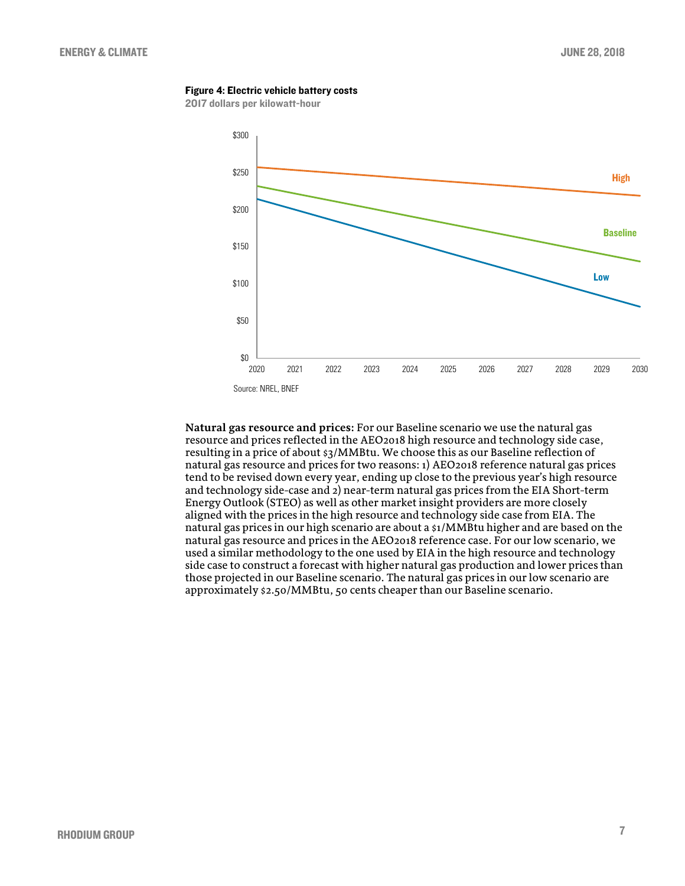**Figure 4: Electric vehicle battery costs**

2017 dollars per kilowatt-hour

Source: NREL, BNEF

**Natural gas resource and prices:** For our Baseline scenario we use the natural gas resource and prices reflected in the AEO2018 high resource and technology side case, resulting in a price of about $3/MMBtu. We choose this as our Baseline reflection of natural gas resource and prices for two reasons: 1) AEO2018 reference natural gas prices tend to be revised down every year, ending up close to the previous year's high resource and technology side-case and 2) near-term natural gas prices from the EIA Short-term Energy Outlook (STEO) as well as other market insight providers are more closely aligned with the prices in the high resource and technology side case from EIA. The natural gas prices in our high scenario are about a $1/MMBtu higher and are based on the natural gas resource and prices in the AEO2018 reference case. For our low scenario, we used a similar methodology to the one used by EIA in the high resource and technology side case to construct a forecast with higher natural gas production and lower prices than those projected in our Baseline scenario. The natural gas prices in our low scenario are approximately $2.50/MMBtu, 50 cents cheaper than our Baseline scenario.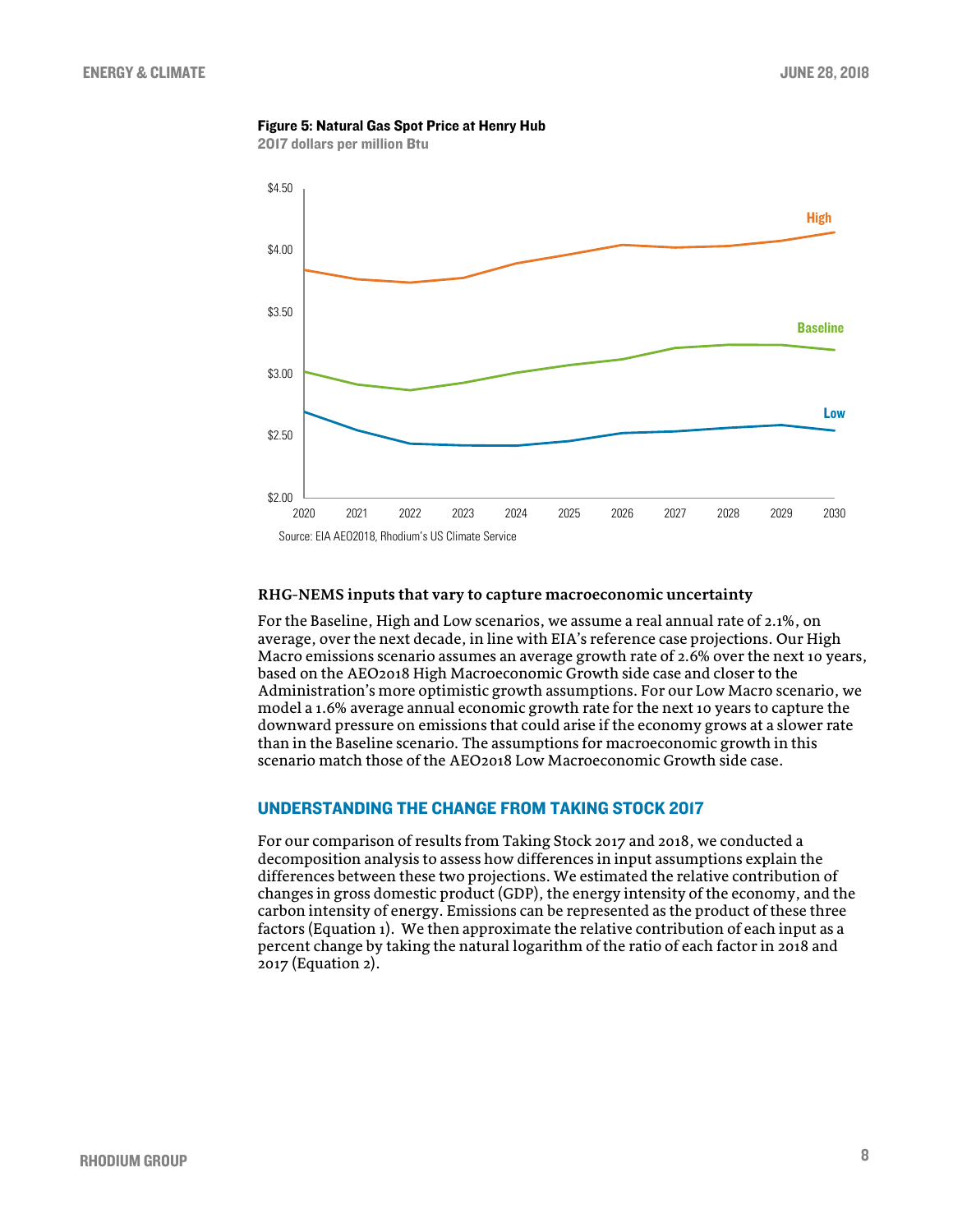**Figure 5: Natural Gas Spot Price at Henry Hub**

2017 dollars per million Btu

Source: EIA AEO2018, Rhodium's US Climate Service

### RHG-NEMS inputs that vary to capture macroeconomic uncertainty

For the Baseline, High and Low scenarios, we assume a real annual rate of 2.1%, on average, over the next decade, in line with EIA's reference case projections. Our High Macro emissions scenario assumes an average growth rate of 2.6% over the next 10 years, based on the AEO2018 High Macroeconomic Growth side case and closer to the Administration's more optimistic growth assumptions. For our Low Macro scenario, we model a 1.6% average annual economic growth rate for the next 10 years to capture the downward pressure on emissions that could arise if the economy grows at a slower rate than in the Baseline scenario. The assumptions for macroeconomic growth in this scenario match those of the AEO2018 Low Macroeconomic Growth side case.

## UNDERSTANDING THE CHANGE FROM TAKING STOCK 2017

For our comparison of results from Taking Stock 2017 and 2018, we conducted a decomposition analysis to assess how differences in input assumptions explain the differences between these two projections. We estimated the relative contribution of changes in gross domestic product (GDP), the energy intensity of the economy, and the carbon intensity of energy. Emissions can be represented as the product of these three factors (Equation 1). We then approximate the relative contribution of each input as a percent change by taking the natural logarithm of the ratio of each factor in 2018 and 2017 (Equation 2).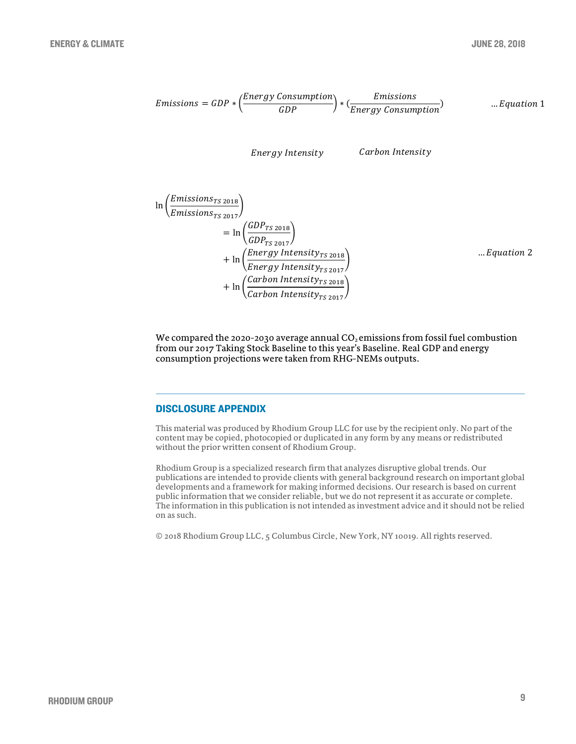$$Emissions = GDP * \left(\frac{Energy\ Consumption}{GDP}\right) * \left(\frac{Emissions}{Energy\ Consumption}\right) \qquad \ldots Equation\ 1$$

$$\qquad\qquad\qquad\qquad Energy\ Intensity \qquad\qquad Carbon\ Intensity$$

$$\ln\left(\frac{Emissions_{TS\ 2018}}{Emissions_{TS\ 2017}}\right) = \ln\left(\frac{GDP_{TS\ 2018}}{GDP_{TS\ 2017}}\right) + \ln\left(\frac{Energy\ Intensity_{TS\ 2018}}{Energy\ Intensity_{TS\ 2017}}\right) + \ln\left(\frac{Carbon\ Intensity_{TS\ 2018}}{Carbon\ Intensity_{TS\ 2017}}\right) \qquad \ldots Equation\ 2$$

We compared the 2020-2030 average annual $CO_2$ emissions from fossil fuel combustion from our 2017 Taking Stock Baseline to this year's Baseline. Real GDP and energy consumption projections were taken from RHG-NEMs outputs.

## DISCLOSURE APPENDIX

This material was produced by Rhodium Group LLC for use by the recipient only. No part of the content may be copied, photocopied or duplicated in any form by any means or redistributed without the prior written consent of Rhodium Group.

Rhodium Group is a specialized research firm that analyzes disruptive global trends. Our publications are intended to provide clients with general background research on important global developments and a framework for making informed decisions. Our research is based on current public information that we consider reliable, but we do not represent it as accurate or complete. The information in this publication is not intended as investment advice and it should not be relied on as such.

© 2018 Rhodium Group LLC, 5 Columbus Circle, New York, NY 10019. All rights reserved.